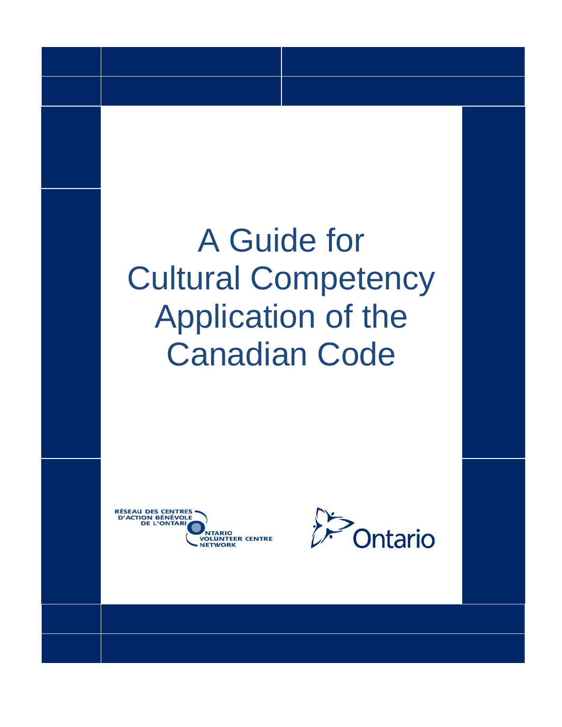# A Guide for Cultural Competency Application of the Canadian Code

RÉSEAU DES CENTRES D'ACTION BÉNÉVOLE DE L'ONTARIO

ONTARIO VOLUNTEER CENTRE NETWORK

Ontario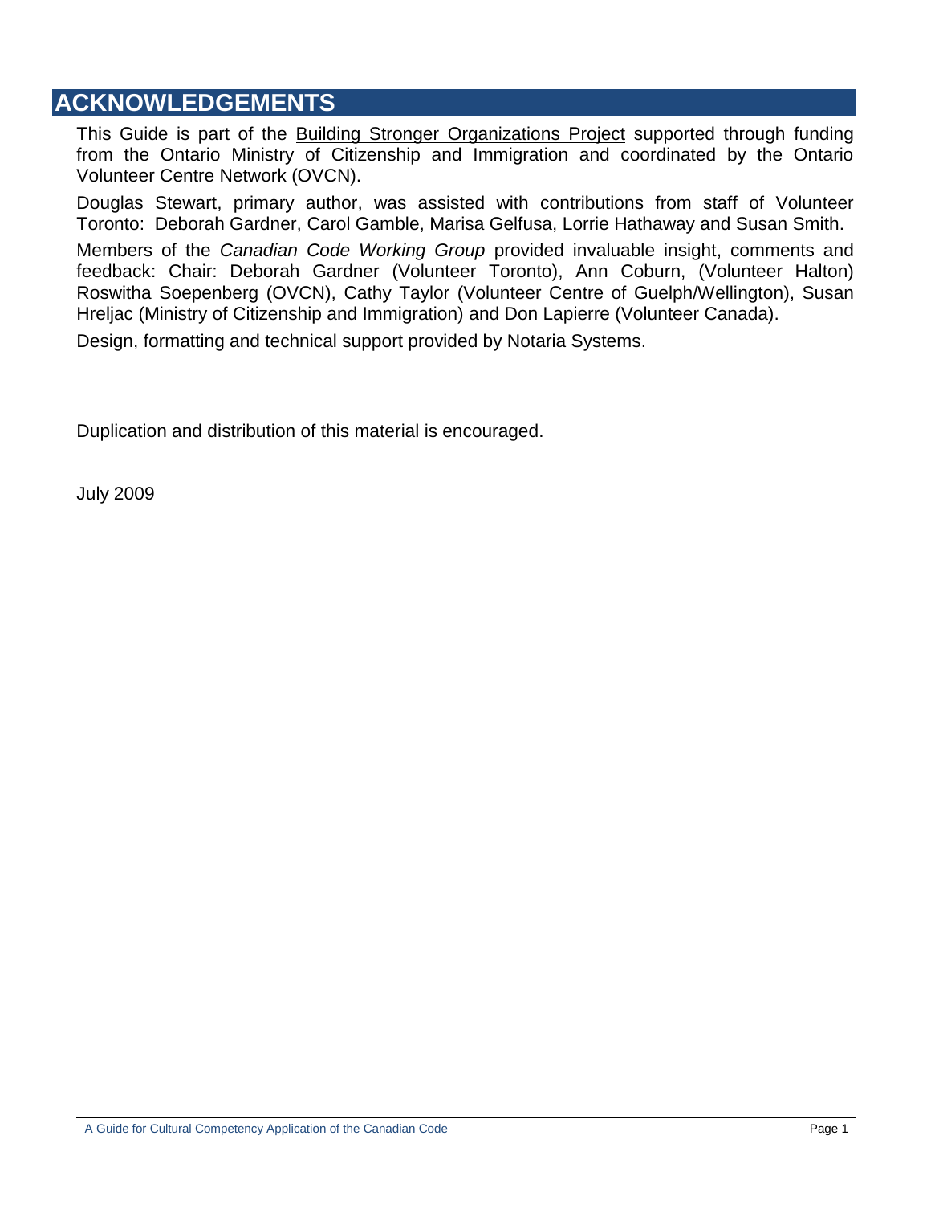# ACKNOWLEDGEMENTS

This Guide is part of the Building Stronger Organizations Project supported through funding from the Ontario Ministry of Citizenship and Immigration and coordinated by the Ontario Volunteer Centre Network (OVCN).

Douglas Stewart, primary author, was assisted with contributions from staff of Volunteer Toronto: Deborah Gardner, Carol Gamble, Marisa Gelfusa, Lorrie Hathaway and Susan Smith.

Members of the *Canadian Code Working Group* provided invaluable insight, comments and feedback: Chair: Deborah Gardner (Volunteer Toronto), Ann Coburn, (Volunteer Halton) Roswitha Soepenberg (OVCN), Cathy Taylor (Volunteer Centre of Guelph/Wellington), Susan Hreljac (Ministry of Citizenship and Immigration) and Don Lapierre (Volunteer Canada).

Design, formatting and technical support provided by Notaria Systems.

Duplication and distribution of this material is encouraged.

July 2009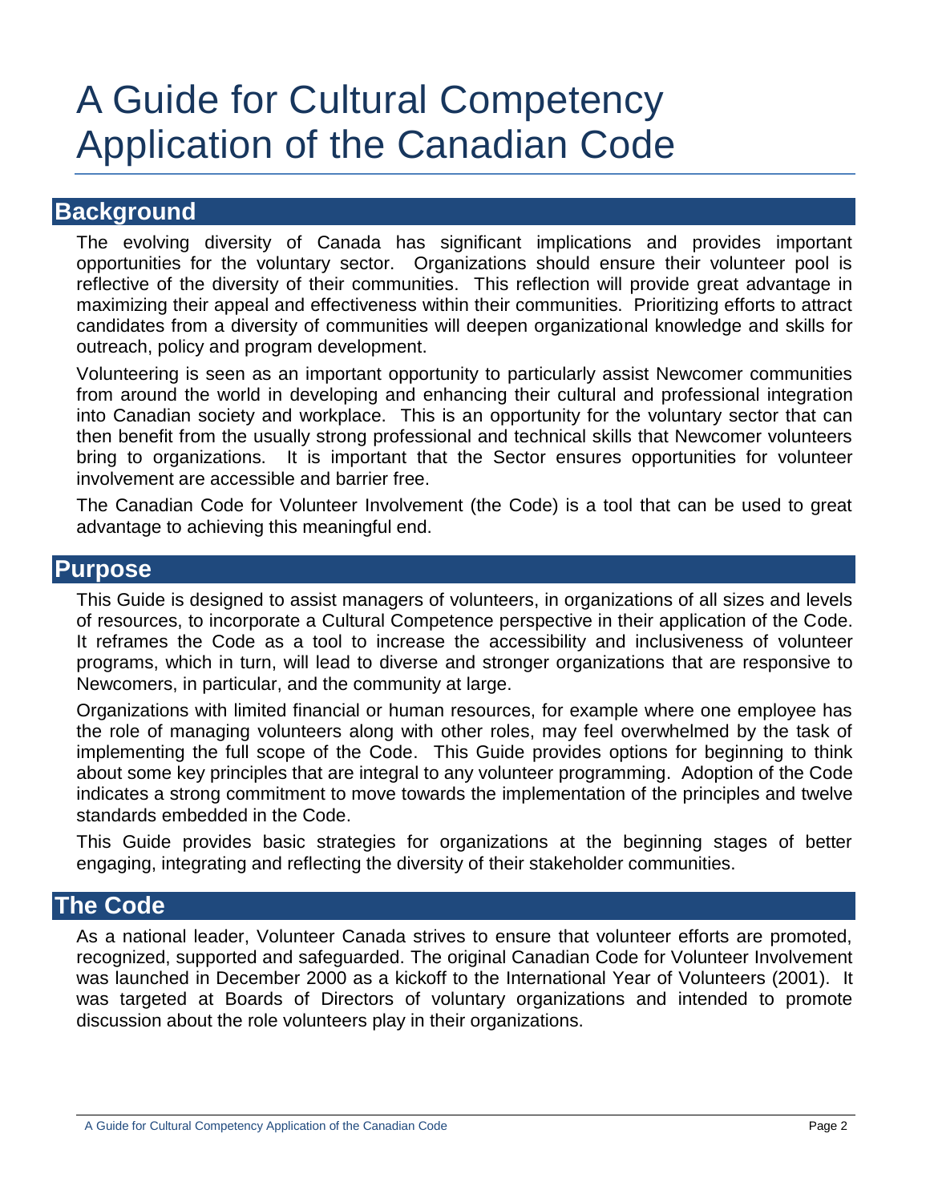# A Guide for Cultural Competency Application of the Canadian Code

## Background

The evolving diversity of Canada has significant implications and provides important opportunities for the voluntary sector. Organizations should ensure their volunteer pool is reflective of the diversity of their communities. This reflection will provide great advantage in maximizing their appeal and effectiveness within their communities. Prioritizing efforts to attract candidates from a diversity of communities will deepen organizational knowledge and skills for outreach, policy and program development.

Volunteering is seen as an important opportunity to particularly assist Newcomer communities from around the world in developing and enhancing their cultural and professional integration into Canadian society and workplace. This is an opportunity for the voluntary sector that can then benefit from the usually strong professional and technical skills that Newcomer volunteers bring to organizations. It is important that the Sector ensures opportunities for volunteer involvement are accessible and barrier free.

The Canadian Code for Volunteer Involvement (the Code) is a tool that can be used to great advantage to achieving this meaningful end.

## Purpose

This Guide is designed to assist managers of volunteers, in organizations of all sizes and levels of resources, to incorporate a Cultural Competence perspective in their application of the Code. It reframes the Code as a tool to increase the accessibility and inclusiveness of volunteer programs, which in turn, will lead to diverse and stronger organizations that are responsive to Newcomers, in particular, and the community at large.

Organizations with limited financial or human resources, for example where one employee has the role of managing volunteers along with other roles, may feel overwhelmed by the task of implementing the full scope of the Code. This Guide provides options for beginning to think about some key principles that are integral to any volunteer programming. Adoption of the Code indicates a strong commitment to move towards the implementation of the principles and twelve standards embedded in the Code.

This Guide provides basic strategies for organizations at the beginning stages of better engaging, integrating and reflecting the diversity of their stakeholder communities.

## The Code

As a national leader, Volunteer Canada strives to ensure that volunteer efforts are promoted, recognized, supported and safeguarded. The original Canadian Code for Volunteer Involvement was launched in December 2000 as a kickoff to the International Year of Volunteers (2001). It was targeted at Boards of Directors of voluntary organizations and intended to promote discussion about the role volunteers play in their organizations.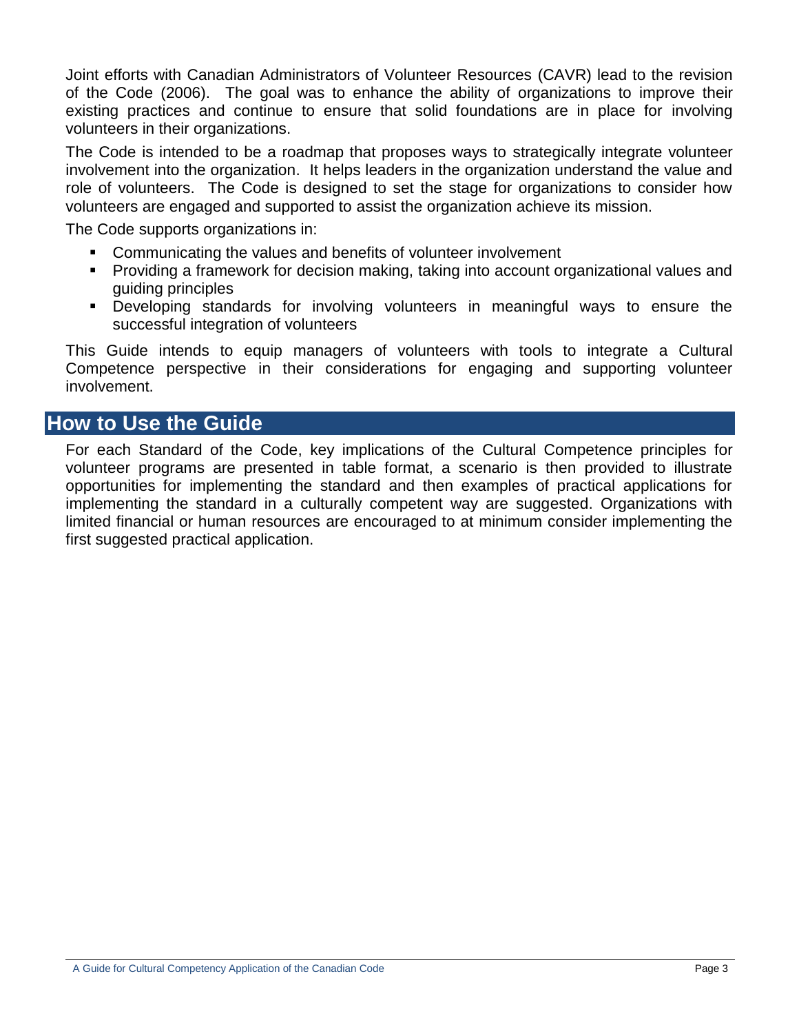Joint efforts with Canadian Administrators of Volunteer Resources (CAVR) lead to the revision of the Code (2006). The goal was to enhance the ability of organizations to improve their existing practices and continue to ensure that solid foundations are in place for involving volunteers in their organizations.

The Code is intended to be a roadmap that proposes ways to strategically integrate volunteer involvement into the organization. It helps leaders in the organization understand the value and role of volunteers. The Code is designed to set the stage for organizations to consider how volunteers are engaged and supported to assist the organization achieve its mission.

The Code supports organizations in:

- Communicating the values and benefits of volunteer involvement
- Providing a framework for decision making, taking into account organizational values and guiding principles
- Developing standards for involving volunteers in meaningful ways to ensure the successful integration of volunteers

This Guide intends to equip managers of volunteers with tools to integrate a Cultural Competence perspective in their considerations for engaging and supporting volunteer involvement.

## How to Use the Guide

For each Standard of the Code, key implications of the Cultural Competence principles for volunteer programs are presented in table format, a scenario is then provided to illustrate opportunities for implementing the standard and then examples of practical applications for implementing the standard in a culturally competent way are suggested. Organizations with limited financial or human resources are encouraged to at minimum consider implementing the first suggested practical application.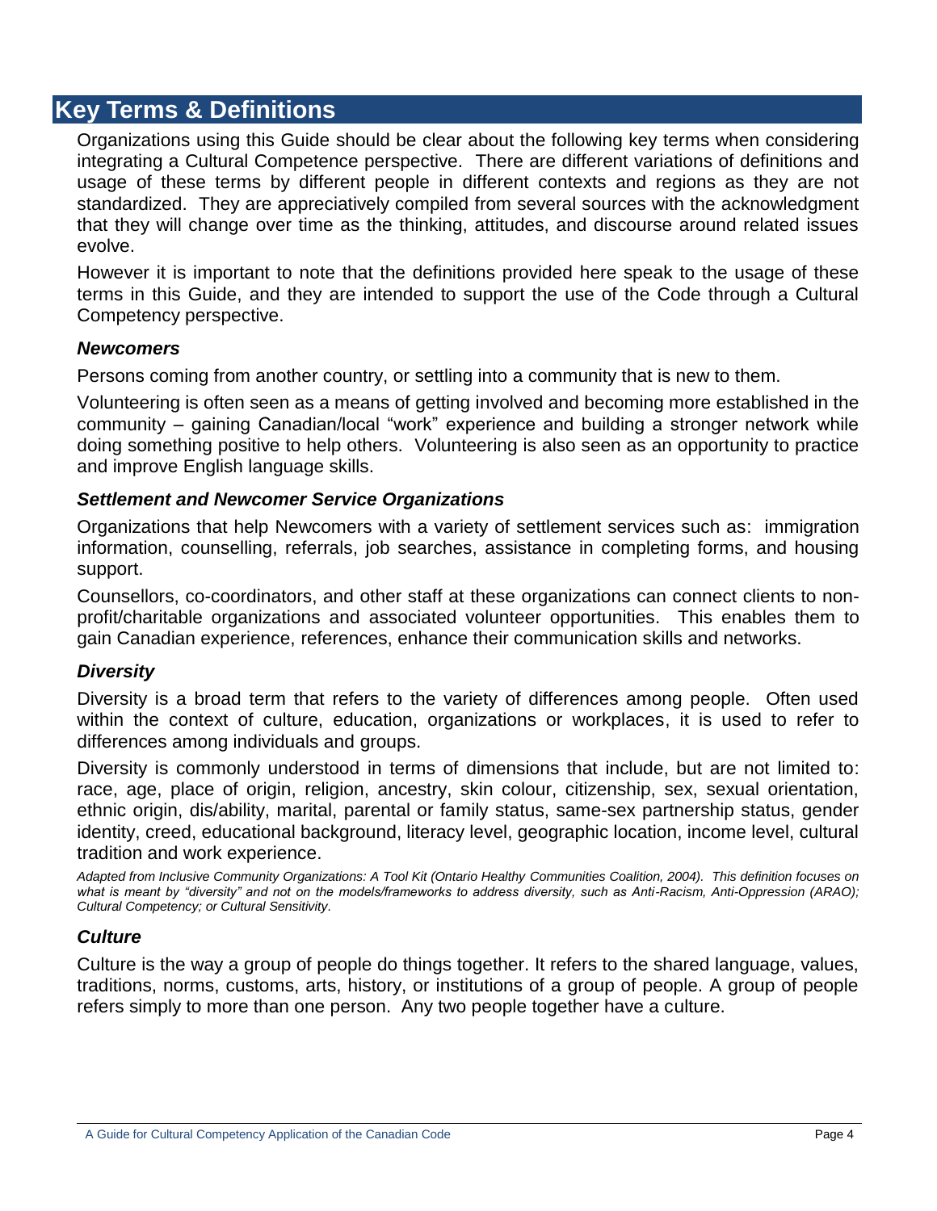## Key Terms & Definitions

Organizations using this Guide should be clear about the following key terms when considering integrating a Cultural Competence perspective. There are different variations of definitions and usage of these terms by different people in different contexts and regions as they are not standardized. They are appreciatively compiled from several sources with the acknowledgment that they will change over time as the thinking, attitudes, and discourse around related issues evolve.

However it is important to note that the definitions provided here speak to the usage of these terms in this Guide, and they are intended to support the use of the Code through a Cultural Competency perspective.

### *Newcomers*

Persons coming from another country, or settling into a community that is new to them.

Volunteering is often seen as a means of getting involved and becoming more established in the community – gaining Canadian/local "work" experience and building a stronger network while doing something positive to help others. Volunteering is also seen as an opportunity to practice and improve English language skills.

### *Settlement and Newcomer Service Organizations*

Organizations that help Newcomers with a variety of settlement services such as: immigration information, counselling, referrals, job searches, assistance in completing forms, and housing support.

Counsellors, co-coordinators, and other staff at these organizations can connect clients to non-profit/charitable organizations and associated volunteer opportunities. This enables them to gain Canadian experience, references, enhance their communication skills and networks.

### *Diversity*

Diversity is a broad term that refers to the variety of differences among people. Often used within the context of culture, education, organizations or workplaces, it is used to refer to differences among individuals and groups.

Diversity is commonly understood in terms of dimensions that include, but are not limited to: race, age, place of origin, religion, ancestry, skin colour, citizenship, sex, sexual orientation, ethnic origin, dis/ability, marital, parental or family status, same-sex partnership status, gender identity, creed, educational background, literacy level, geographic location, income level, cultural tradition and work experience.

*Adapted from Inclusive Community Organizations: A Tool Kit (Ontario Healthy Communities Coalition, 2004). This definition focuses on what is meant by "diversity" and not on the models/frameworks to address diversity, such as Anti-Racism, Anti-Oppression (ARAO); Cultural Competency; or Cultural Sensitivity.*

### *Culture*

Culture is the way a group of people do things together. It refers to the shared language, values, traditions, norms, customs, arts, history, or institutions of a group of people. A group of people refers simply to more than one person. Any two people together have a culture.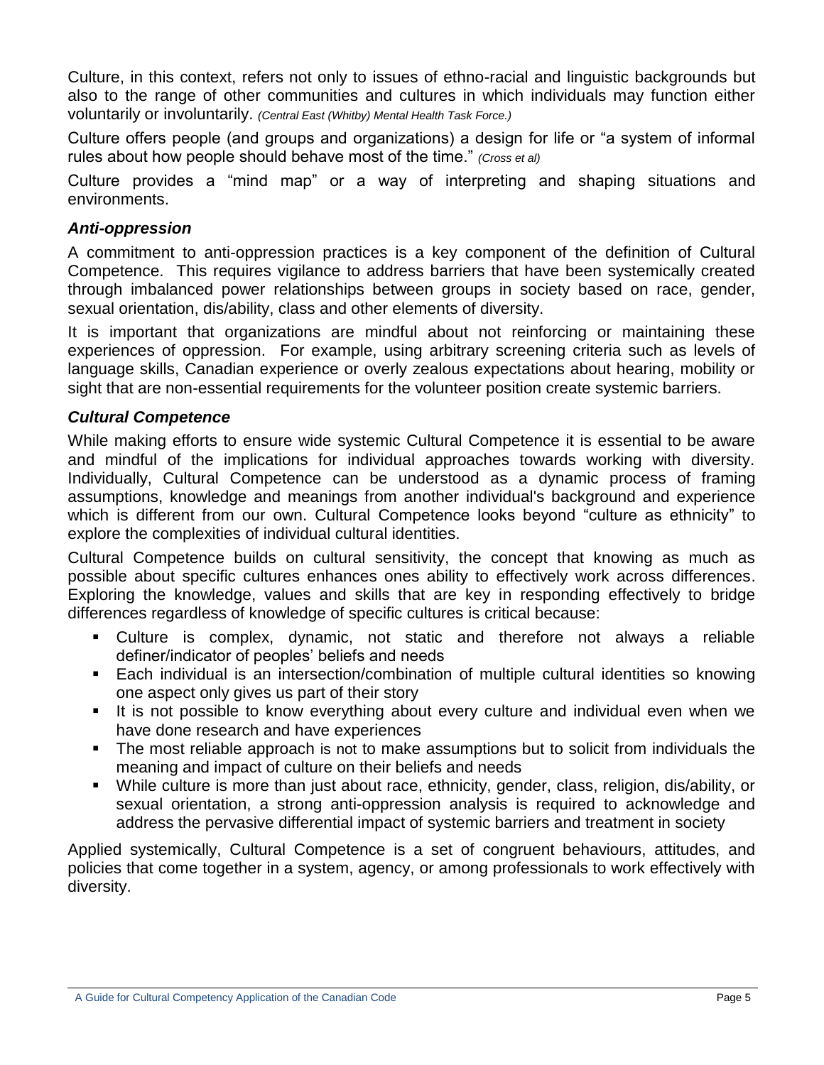Culture, in this context, refers not only to issues of ethno-racial and linguistic backgrounds but also to the range of other communities and cultures in which individuals may function either voluntarily or involuntarily. *(Central East (Whitby) Mental Health Task Force.)*

Culture offers people (and groups and organizations) a design for life or "a system of informal rules about how people should behave most of the time." *(Cross et al)*

Culture provides a "mind map" or a way of interpreting and shaping situations and environments.

### *Anti-oppression*

A commitment to anti-oppression practices is a key component of the definition of Cultural Competence. This requires vigilance to address barriers that have been systemically created through imbalanced power relationships between groups in society based on race, gender, sexual orientation, dis/ability, class and other elements of diversity.

It is important that organizations are mindful about not reinforcing or maintaining these experiences of oppression. For example, using arbitrary screening criteria such as levels of language skills, Canadian experience or overly zealous expectations about hearing, mobility or sight that are non-essential requirements for the volunteer position create systemic barriers.

### *Cultural Competence*

While making efforts to ensure wide systemic Cultural Competence it is essential to be aware and mindful of the implications for individual approaches towards working with diversity. Individually, Cultural Competence can be understood as a dynamic process of framing assumptions, knowledge and meanings from another individual's background and experience which is different from our own. Cultural Competence looks beyond "culture as ethnicity" to explore the complexities of individual cultural identities.

Cultural Competence builds on cultural sensitivity, the concept that knowing as much as possible about specific cultures enhances ones ability to effectively work across differences. Exploring the knowledge, values and skills that are key in responding effectively to bridge differences regardless of knowledge of specific cultures is critical because:

- Culture is complex, dynamic, not static and therefore not always a reliable definer/indicator of peoples' beliefs and needs
- Each individual is an intersection/combination of multiple cultural identities so knowing one aspect only gives us part of their story
- It is not possible to know everything about every culture and individual even when we have done research and have experiences
- The most reliable approach is not to make assumptions but to solicit from individuals the meaning and impact of culture on their beliefs and needs
- While culture is more than just about race, ethnicity, gender, class, religion, dis/ability, or sexual orientation, a strong anti-oppression analysis is required to acknowledge and address the pervasive differential impact of systemic barriers and treatment in society

Applied systemically, Cultural Competence is a set of congruent behaviours, attitudes, and policies that come together in a system, agency, or among professionals to work effectively with diversity.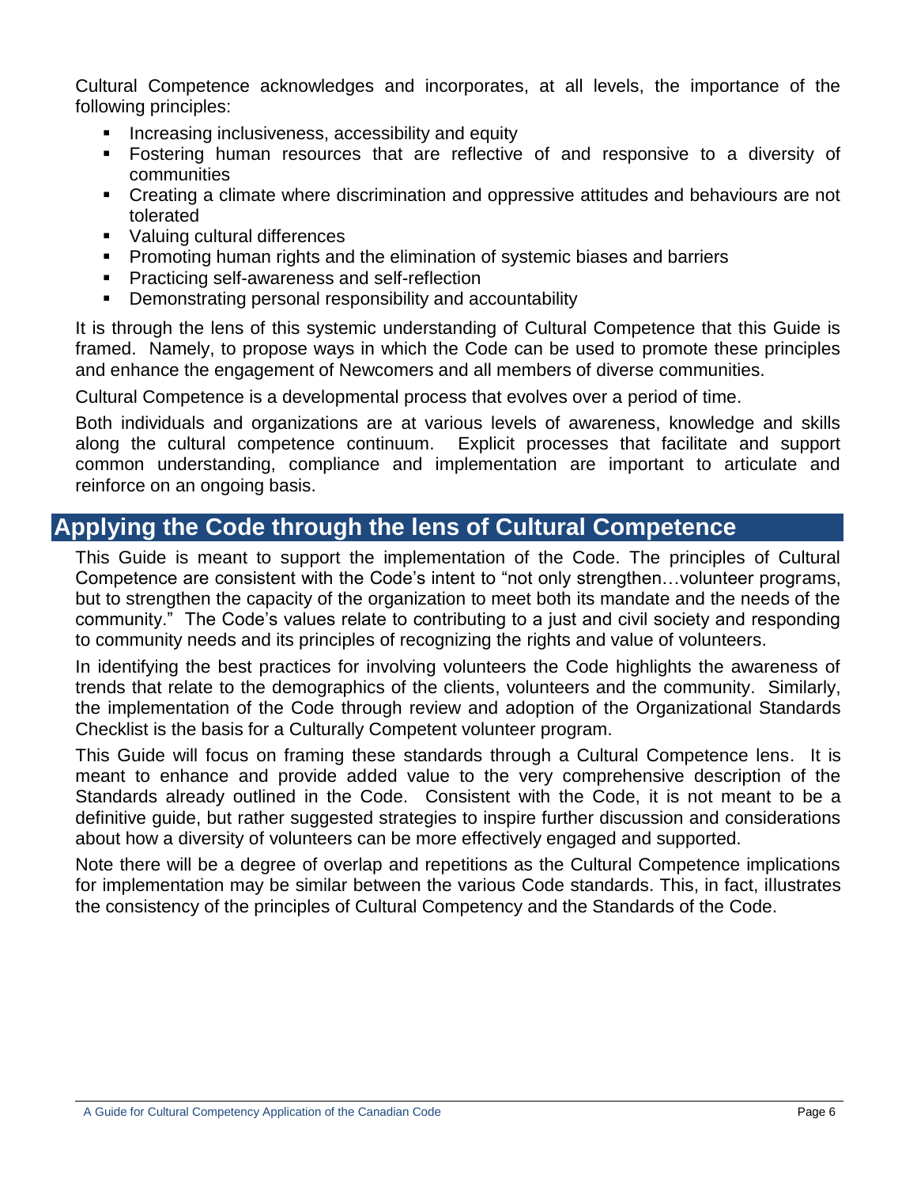Cultural Competence acknowledges and incorporates, at all levels, the importance of the following principles:

- Increasing inclusiveness, accessibility and equity
- Fostering human resources that are reflective of and responsive to a diversity of communities
- Creating a climate where discrimination and oppressive attitudes and behaviours are not tolerated
- Valuing cultural differences
- Promoting human rights and the elimination of systemic biases and barriers
- Practicing self-awareness and self-reflection
- Demonstrating personal responsibility and accountability

It is through the lens of this systemic understanding of Cultural Competence that this Guide is framed. Namely, to propose ways in which the Code can be used to promote these principles and enhance the engagement of Newcomers and all members of diverse communities.

Cultural Competence is a developmental process that evolves over a period of time.

Both individuals and organizations are at various levels of awareness, knowledge and skills along the cultural competence continuum. Explicit processes that facilitate and support common understanding, compliance and implementation are important to articulate and reinforce on an ongoing basis.

## Applying the Code through the lens of Cultural Competence

This Guide is meant to support the implementation of the Code. The principles of Cultural Competence are consistent with the Code's intent to "not only strengthen…volunteer programs, but to strengthen the capacity of the organization to meet both its mandate and the needs of the community." The Code's values relate to contributing to a just and civil society and responding to community needs and its principles of recognizing the rights and value of volunteers.

In identifying the best practices for involving volunteers the Code highlights the awareness of trends that relate to the demographics of the clients, volunteers and the community. Similarly, the implementation of the Code through review and adoption of the Organizational Standards Checklist is the basis for a Culturally Competent volunteer program.

This Guide will focus on framing these standards through a Cultural Competence lens. It is meant to enhance and provide added value to the very comprehensive description of the Standards already outlined in the Code. Consistent with the Code, it is not meant to be a definitive guide, but rather suggested strategies to inspire further discussion and considerations about how a diversity of volunteers can be more effectively engaged and supported.

Note there will be a degree of overlap and repetitions as the Cultural Competence implications for implementation may be similar between the various Code standards. This, in fact, illustrates the consistency of the principles of Cultural Competency and the Standards of the Code.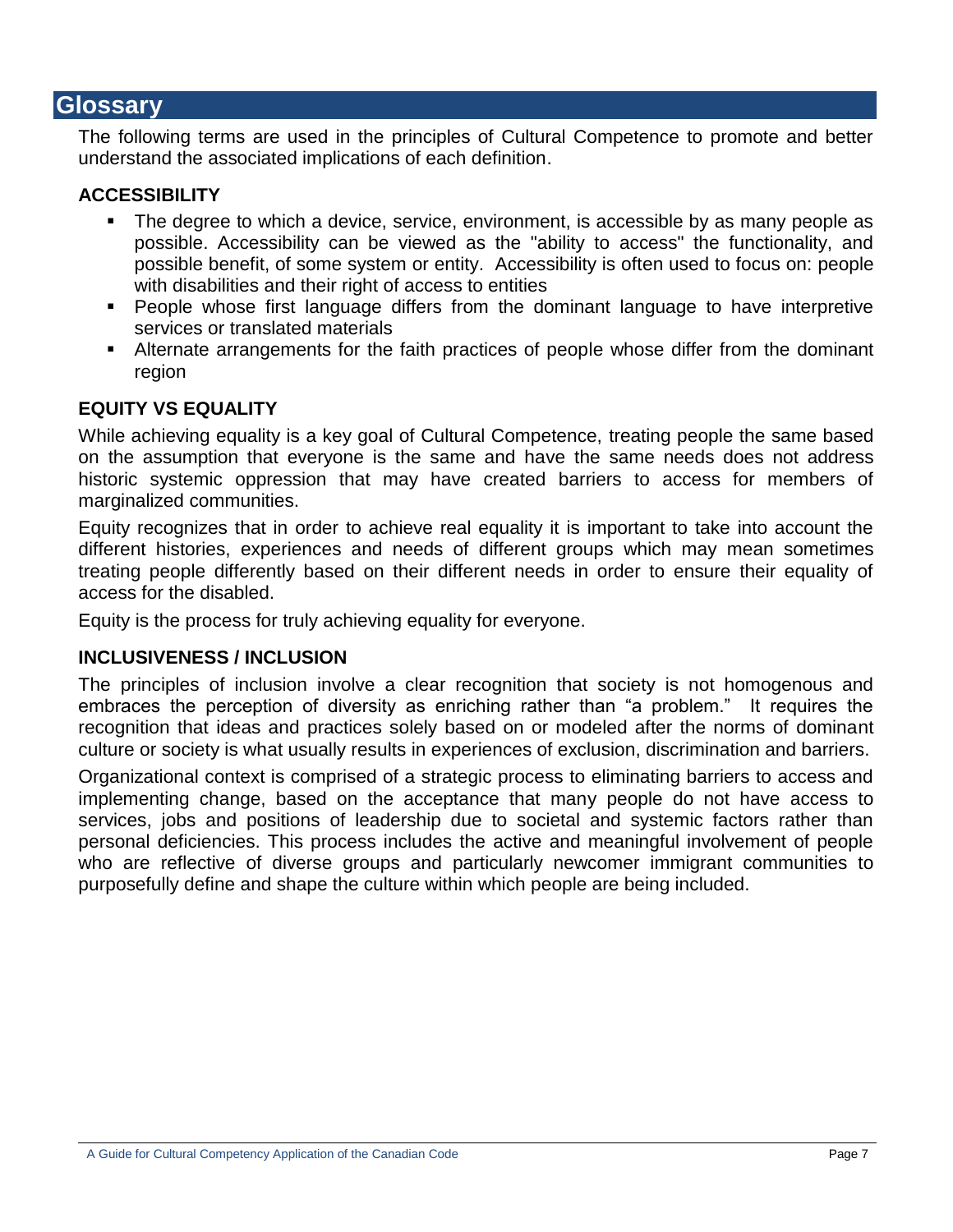## Glossary

The following terms are used in the principles of Cultural Competence to promote and better understand the associated implications of each definition.

### ACCESSIBILITY

- The degree to which a device, service, environment, is accessible by as many people as possible. Accessibility can be viewed as the "ability to access" the functionality, and possible benefit, of some system or entity. Accessibility is often used to focus on: people with disabilities and their right of access to entities
- People whose first language differs from the dominant language to have interpretive services or translated materials
- Alternate arrangements for the faith practices of people whose differ from the dominant region

### EQUITY VS EQUALITY

While achieving equality is a key goal of Cultural Competence, treating people the same based on the assumption that everyone is the same and have the same needs does not address historic systemic oppression that may have created barriers to access for members of marginalized communities.

Equity recognizes that in order to achieve real equality it is important to take into account the different histories, experiences and needs of different groups which may mean sometimes treating people differently based on their different needs in order to ensure their equality of access for the disabled.

Equity is the process for truly achieving equality for everyone.

### INCLUSIVENESS / INCLUSION

The principles of inclusion involve a clear recognition that society is not homogenous and embraces the perception of diversity as enriching rather than "a problem." It requires the recognition that ideas and practices solely based on or modeled after the norms of dominant culture or society is what usually results in experiences of exclusion, discrimination and barriers.

Organizational context is comprised of a strategic process to eliminating barriers to access and implementing change, based on the acceptance that many people do not have access to services, jobs and positions of leadership due to societal and systemic factors rather than personal deficiencies. This process includes the active and meaningful involvement of people who are reflective of diverse groups and particularly newcomer immigrant communities to purposefully define and shape the culture within which people are being included.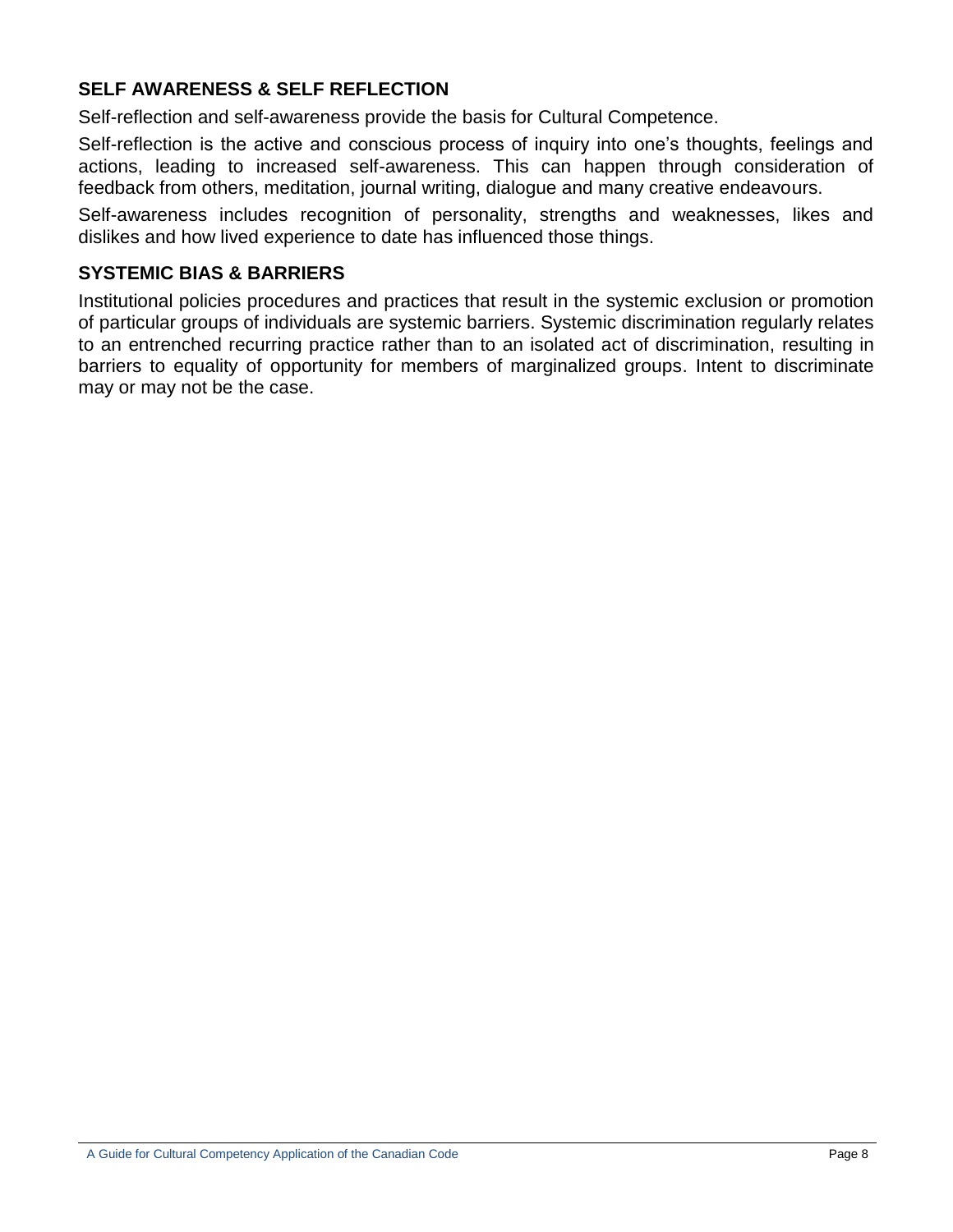## SELF AWARENESS & SELF REFLECTION

Self-reflection and self-awareness provide the basis for Cultural Competence.

Self-reflection is the active and conscious process of inquiry into one's thoughts, feelings and actions, leading to increased self-awareness. This can happen through consideration of feedback from others, meditation, journal writing, dialogue and many creative endeavours.

Self-awareness includes recognition of personality, strengths and weaknesses, likes and dislikes and how lived experience to date has influenced those things.

## SYSTEMIC BIAS & BARRIERS

Institutional policies procedures and practices that result in the systemic exclusion or promotion of particular groups of individuals are systemic barriers. Systemic discrimination regularly relates to an entrenched recurring practice rather than to an isolated act of discrimination, resulting in barriers to equality of opportunity for members of marginalized groups. Intent to discriminate may or may not be the case.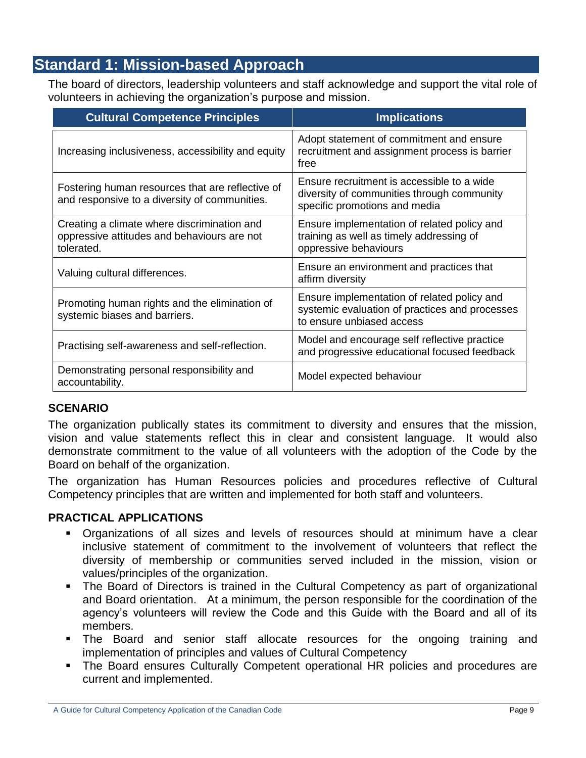## Standard 1: Mission-based Approach

The board of directors, leadership volunteers and staff acknowledge and support the vital role of volunteers in achieving the organization's purpose and mission.

| Cultural Competence Principles | Implications |
|---|---|
| Increasing inclusiveness, accessibility and equity | Adopt statement of commitment and ensure recruitment and assignment process is barrier free |
| Fostering human resources that are reflective of and responsive to a diversity of communities. | Ensure recruitment is accessible to a wide diversity of communities through community specific promotions and media |
| Creating a climate where discrimination and oppressive attitudes and behaviours are not tolerated. | Ensure implementation of related policy and training as well as timely addressing of oppressive behaviours |
| Valuing cultural differences. | Ensure an environment and practices that affirm diversity |
| Promoting human rights and the elimination of systemic biases and barriers. | Ensure implementation of related policy and systemic evaluation of practices and processes to ensure unbiased access |
| Practising self-awareness and self-reflection. | Model and encourage self reflective practice and progressive educational focused feedback |
| Demonstrating personal responsibility and accountability. | Model expected behaviour |

### SCENARIO

The organization publically states its commitment to diversity and ensures that the mission, vision and value statements reflect this in clear and consistent language. It would also demonstrate commitment to the value of all volunteers with the adoption of the Code by the Board on behalf of the organization.

The organization has Human Resources policies and procedures reflective of Cultural Competency principles that are written and implemented for both staff and volunteers.

### PRACTICAL APPLICATIONS

- Organizations of all sizes and levels of resources should at minimum have a clear inclusive statement of commitment to the involvement of volunteers that reflect the diversity of membership or communities served included in the mission, vision or values/principles of the organization.
- The Board of Directors is trained in the Cultural Competency as part of organizational and Board orientation. At a minimum, the person responsible for the coordination of the agency's volunteers will review the Code and this Guide with the Board and all of its members.
- The Board and senior staff allocate resources for the ongoing training and implementation of principles and values of Cultural Competency
- The Board ensures Culturally Competent operational HR policies and procedures are current and implemented.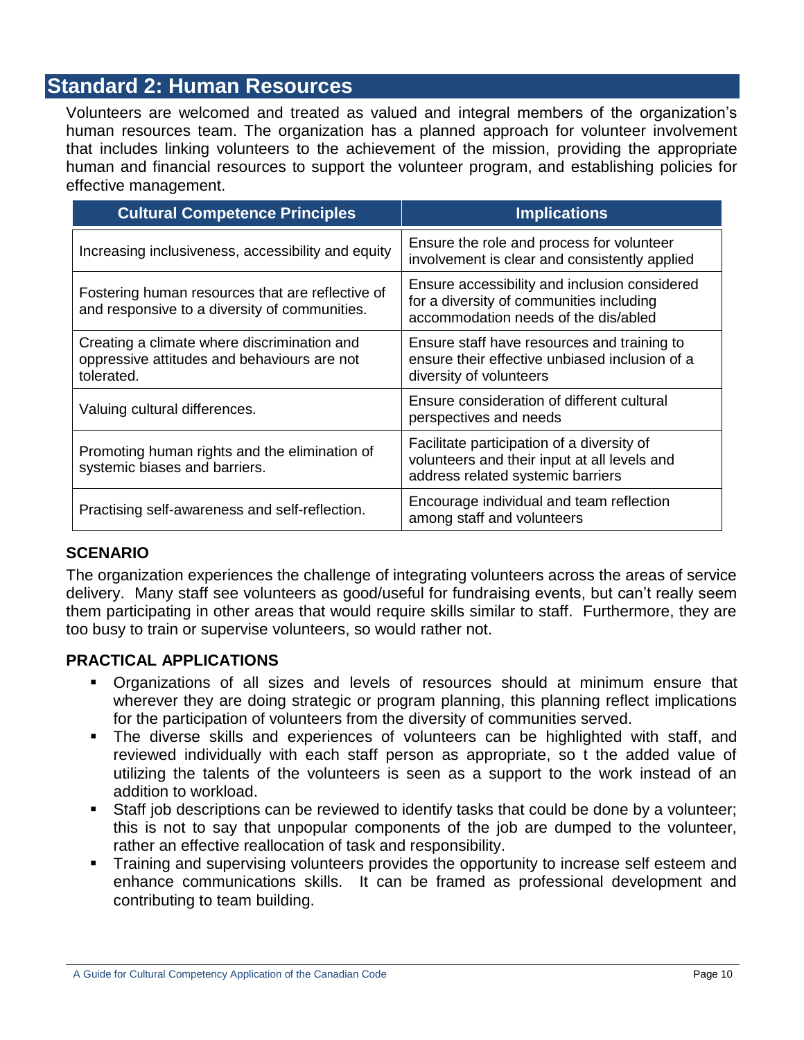## Standard 2: Human Resources

Volunteers are welcomed and treated as valued and integral members of the organization's human resources team. The organization has a planned approach for volunteer involvement that includes linking volunteers to the achievement of the mission, providing the appropriate human and financial resources to support the volunteer program, and establishing policies for effective management.

| Cultural Competence Principles | Implications |
|---|---|
| Increasing inclusiveness, accessibility and equity | Ensure the role and process for volunteer involvement is clear and consistently applied |
| Fostering human resources that are reflective of and responsive to a diversity of communities. | Ensure accessibility and inclusion considered for a diversity of communities including accommodation needs of the dis/abled |
| Creating a climate where discrimination and oppressive attitudes and behaviours are not tolerated. | Ensure staff have resources and training to ensure their effective unbiased inclusion of a diversity of volunteers |
| Valuing cultural differences. | Ensure consideration of different cultural perspectives and needs |
| Promoting human rights and the elimination of systemic biases and barriers. | Facilitate participation of a diversity of volunteers and their input at all levels and address related systemic barriers |
| Practising self-awareness and self-reflection. | Encourage individual and team reflection among staff and volunteers |

### SCENARIO

The organization experiences the challenge of integrating volunteers across the areas of service delivery. Many staff see volunteers as good/useful for fundraising events, but can't really seem them participating in other areas that would require skills similar to staff. Furthermore, they are too busy to train or supervise volunteers, so would rather not.

### PRACTICAL APPLICATIONS

- Organizations of all sizes and levels of resources should at minimum ensure that wherever they are doing strategic or program planning, this planning reflect implications for the participation of volunteers from the diversity of communities served.
- The diverse skills and experiences of volunteers can be highlighted with staff, and reviewed individually with each staff person as appropriate, so t the added value of utilizing the talents of the volunteers is seen as a support to the work instead of an addition to workload.
- Staff job descriptions can be reviewed to identify tasks that could be done by a volunteer; this is not to say that unpopular components of the job are dumped to the volunteer, rather an effective reallocation of task and responsibility.
- Training and supervising volunteers provides the opportunity to increase self esteem and enhance communications skills. It can be framed as professional development and contributing to team building.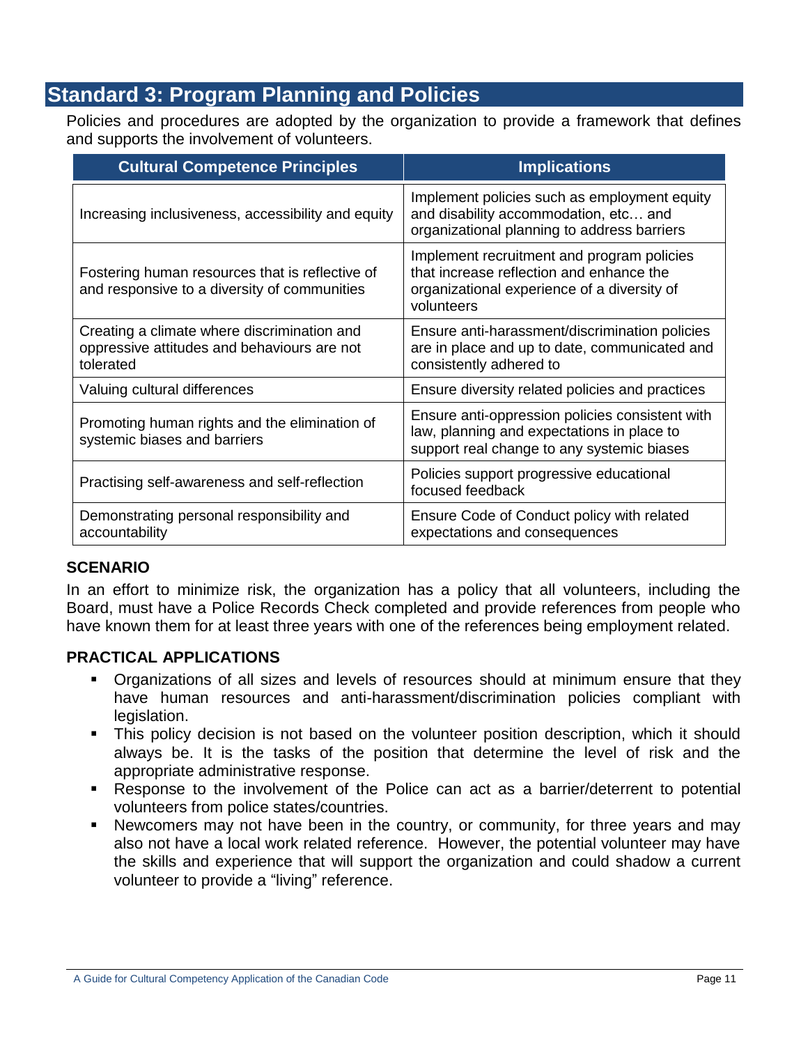## Standard 3: Program Planning and Policies

Policies and procedures are adopted by the organization to provide a framework that defines and supports the involvement of volunteers.

| Cultural Competence Principles | Implications |
|---|---|
| Increasing inclusiveness, accessibility and equity | Implement policies such as employment equity and disability accommodation, etc… and organizational planning to address barriers |
| Fostering human resources that is reflective of and responsive to a diversity of communities | Implement recruitment and program policies that increase reflection and enhance the organizational experience of a diversity of volunteers |
| Creating a climate where discrimination and oppressive attitudes and behaviours are not tolerated | Ensure anti-harassment/discrimination policies are in place and up to date, communicated and consistently adhered to |
| Valuing cultural differences | Ensure diversity related policies and practices |
| Promoting human rights and the elimination of systemic biases and barriers | Ensure anti-oppression policies consistent with law, planning and expectations in place to support real change to any systemic biases |
| Practising self-awareness and self-reflection | Policies support progressive educational focused feedback |
| Demonstrating personal responsibility and accountability | Ensure Code of Conduct policy with related expectations and consequences |

### SCENARIO

In an effort to minimize risk, the organization has a policy that all volunteers, including the Board, must have a Police Records Check completed and provide references from people who have known them for at least three years with one of the references being employment related.

### PRACTICAL APPLICATIONS

- Organizations of all sizes and levels of resources should at minimum ensure that they have human resources and anti-harassment/discrimination policies compliant with legislation.
- This policy decision is not based on the volunteer position description, which it should always be. It is the tasks of the position that determine the level of risk and the appropriate administrative response.
- Response to the involvement of the Police can act as a barrier/deterrent to potential volunteers from police states/countries.
- Newcomers may not have been in the country, or community, for three years and may also not have a local work related reference. However, the potential volunteer may have the skills and experience that will support the organization and could shadow a current volunteer to provide a "living" reference.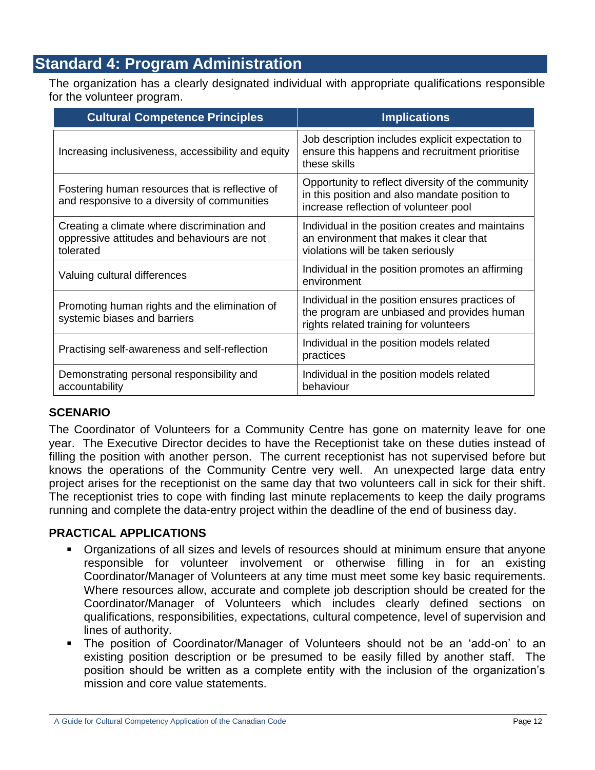## Standard 4: Program Administration

The organization has a clearly designated individual with appropriate qualifications responsible for the volunteer program.

| Cultural Competence Principles | Implications |
|---|---|
| Increasing inclusiveness, accessibility and equity | Job description includes explicit expectation to ensure this happens and recruitment prioritise these skills |
| Fostering human resources that is reflective of and responsive to a diversity of communities | Opportunity to reflect diversity of the community in this position and also mandate position to increase reflection of volunteer pool |
| Creating a climate where discrimination and oppressive attitudes and behaviours are not tolerated | Individual in the position creates and maintains an environment that makes it clear that violations will be taken seriously |
| Valuing cultural differences | Individual in the position promotes an affirming environment |
| Promoting human rights and the elimination of systemic biases and barriers | Individual in the position ensures practices of the program are unbiased and provides human rights related training for volunteers |
| Practising self-awareness and self-reflection | Individual in the position models related practices |
| Demonstrating personal responsibility and accountability | Individual in the position models related behaviour |

**SCENARIO**

The Coordinator of Volunteers for a Community Centre has gone on maternity leave for one year. The Executive Director decides to have the Receptionist take on these duties instead of filling the position with another person. The current receptionist has not supervised before but knows the operations of the Community Centre very well. An unexpected large data entry project arises for the receptionist on the same day that two volunteers call in sick for their shift. The receptionist tries to cope with finding last minute replacements to keep the daily programs running and complete the data-entry project within the deadline of the end of business day.

**PRACTICAL APPLICATIONS**

- Organizations of all sizes and levels of resources should at minimum ensure that anyone responsible for volunteer involvement or otherwise filling in for an existing Coordinator/Manager of Volunteers at any time must meet some key basic requirements. Where resources allow, accurate and complete job description should be created for the Coordinator/Manager of Volunteers which includes clearly defined sections on qualifications, responsibilities, expectations, cultural competence, level of supervision and lines of authority.
- The position of Coordinator/Manager of Volunteers should not be an 'add-on' to an existing position description or be presumed to be easily filled by another staff. The position should be written as a complete entity with the inclusion of the organization's mission and core value statements.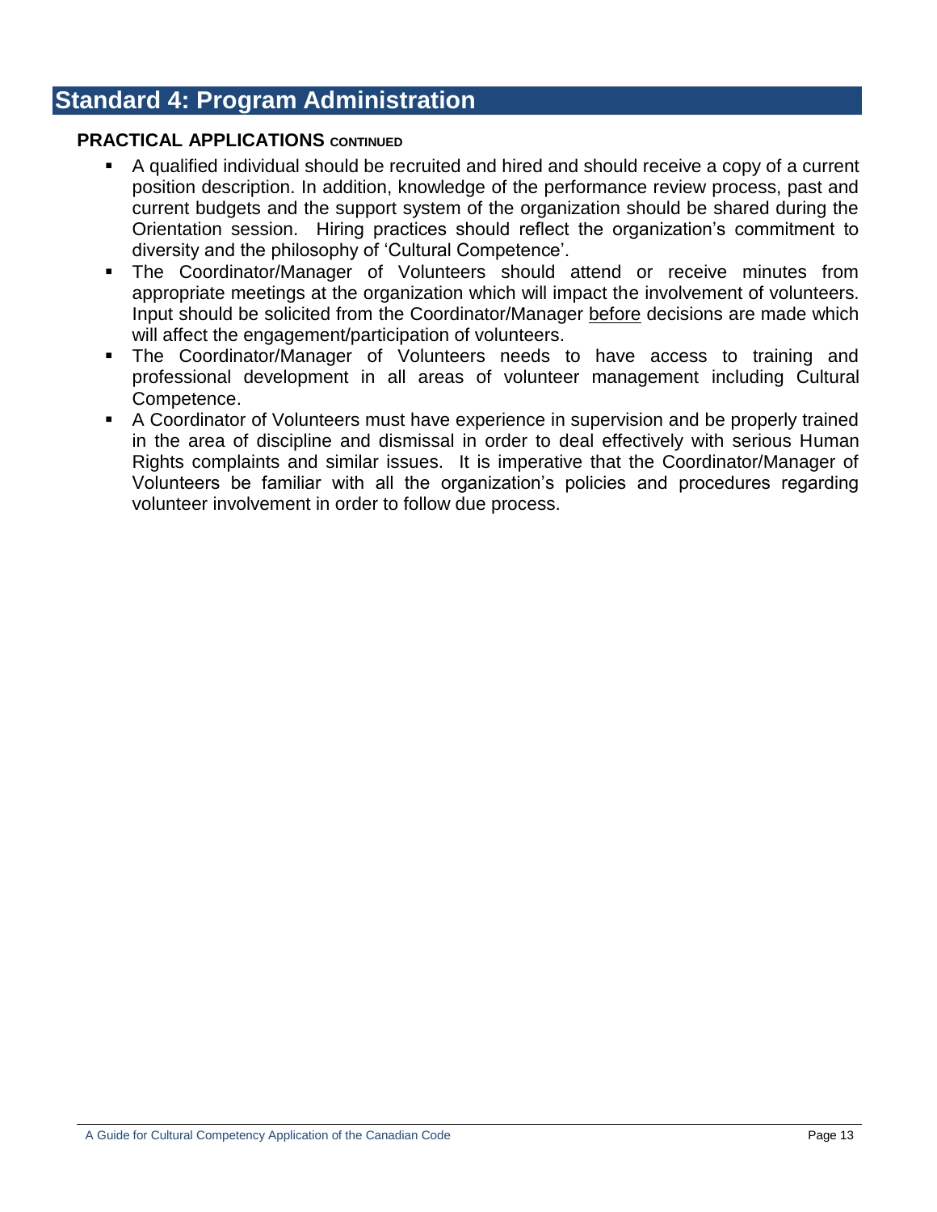# Standard 4: Program Administration

**PRACTICAL APPLICATIONS CONTINUED**

- A qualified individual should be recruited and hired and should receive a copy of a current position description. In addition, knowledge of the performance review process, past and current budgets and the support system of the organization should be shared during the Orientation session. Hiring practices should reflect the organization's commitment to diversity and the philosophy of 'Cultural Competence'.
- The Coordinator/Manager of Volunteers should attend or receive minutes from appropriate meetings at the organization which will impact the involvement of volunteers. Input should be solicited from the Coordinator/Manager before decisions are made which will affect the engagement/participation of volunteers.
- The Coordinator/Manager of Volunteers needs to have access to training and professional development in all areas of volunteer management including Cultural Competence.
- A Coordinator of Volunteers must have experience in supervision and be properly trained in the area of discipline and dismissal in order to deal effectively with serious Human Rights complaints and similar issues. It is imperative that the Coordinator/Manager of Volunteers be familiar with all the organization's policies and procedures regarding volunteer involvement in order to follow due process.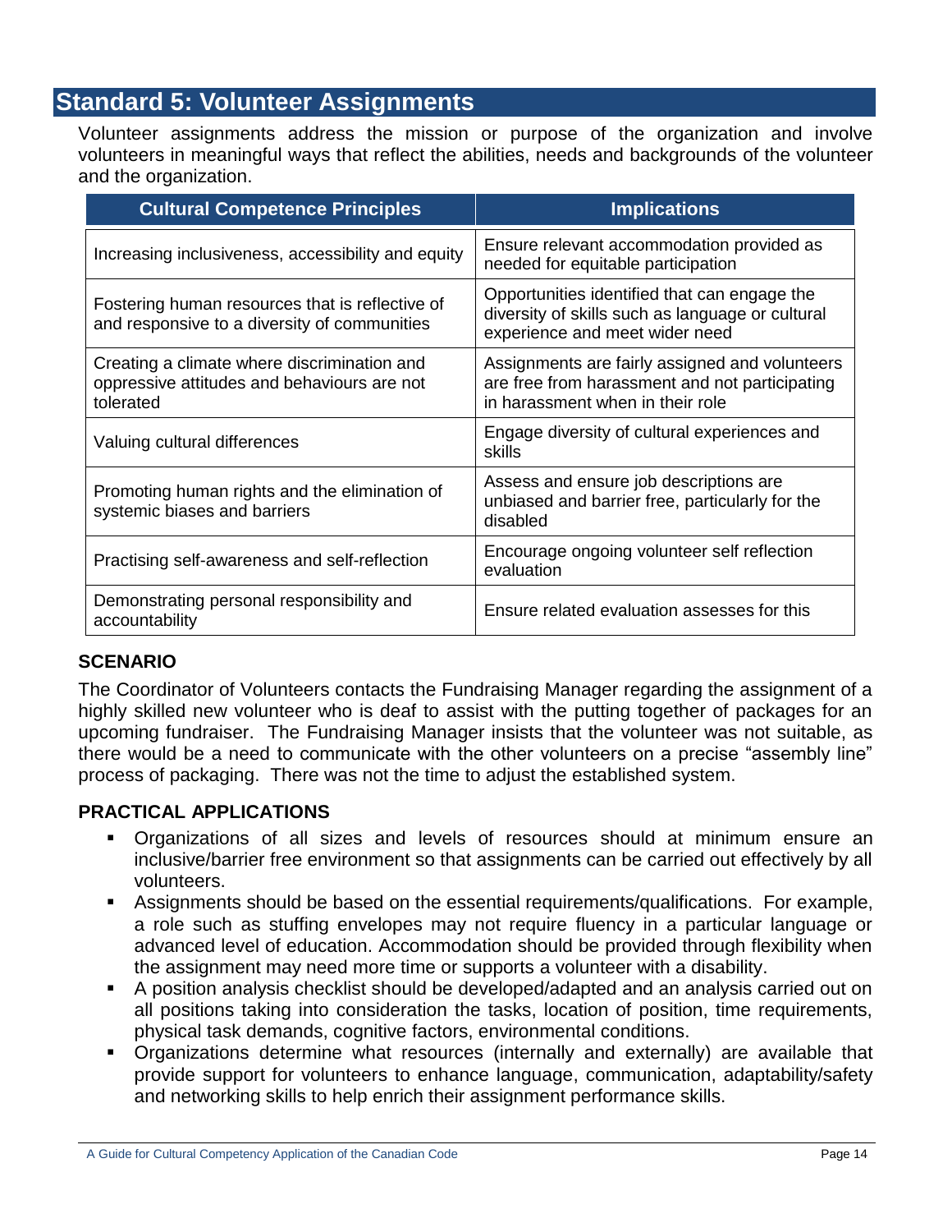## Standard 5: Volunteer Assignments

Volunteer assignments address the mission or purpose of the organization and involve volunteers in meaningful ways that reflect the abilities, needs and backgrounds of the volunteer and the organization.

| Cultural Competence Principles | Implications |
|---|---|
| Increasing inclusiveness, accessibility and equity | Ensure relevant accommodation provided as needed for equitable participation |
| Fostering human resources that is reflective of and responsive to a diversity of communities | Opportunities identified that can engage the diversity of skills such as language or cultural experience and meet wider need |
| Creating a climate where discrimination and oppressive attitudes and behaviours are not tolerated | Assignments are fairly assigned and volunteers are free from harassment and not participating in harassment when in their role |
| Valuing cultural differences | Engage diversity of cultural experiences and skills |
| Promoting human rights and the elimination of systemic biases and barriers | Assess and ensure job descriptions are unbiased and barrier free, particularly for the disabled |
| Practising self-awareness and self-reflection | Encourage ongoing volunteer self reflection evaluation |
| Demonstrating personal responsibility and accountability | Ensure related evaluation assesses for this |

### SCENARIO

The Coordinator of Volunteers contacts the Fundraising Manager regarding the assignment of a highly skilled new volunteer who is deaf to assist with the putting together of packages for an upcoming fundraiser. The Fundraising Manager insists that the volunteer was not suitable, as there would be a need to communicate with the other volunteers on a precise "assembly line" process of packaging. There was not the time to adjust the established system.

### PRACTICAL APPLICATIONS

- Organizations of all sizes and levels of resources should at minimum ensure an inclusive/barrier free environment so that assignments can be carried out effectively by all volunteers.
- Assignments should be based on the essential requirements/qualifications. For example, a role such as stuffing envelopes may not require fluency in a particular language or advanced level of education. Accommodation should be provided through flexibility when the assignment may need more time or supports a volunteer with a disability.
- A position analysis checklist should be developed/adapted and an analysis carried out on all positions taking into consideration the tasks, location of position, time requirements, physical task demands, cognitive factors, environmental conditions.
- Organizations determine what resources (internally and externally) are available that provide support for volunteers to enhance language, communication, adaptability/safety and networking skills to help enrich their assignment performance skills.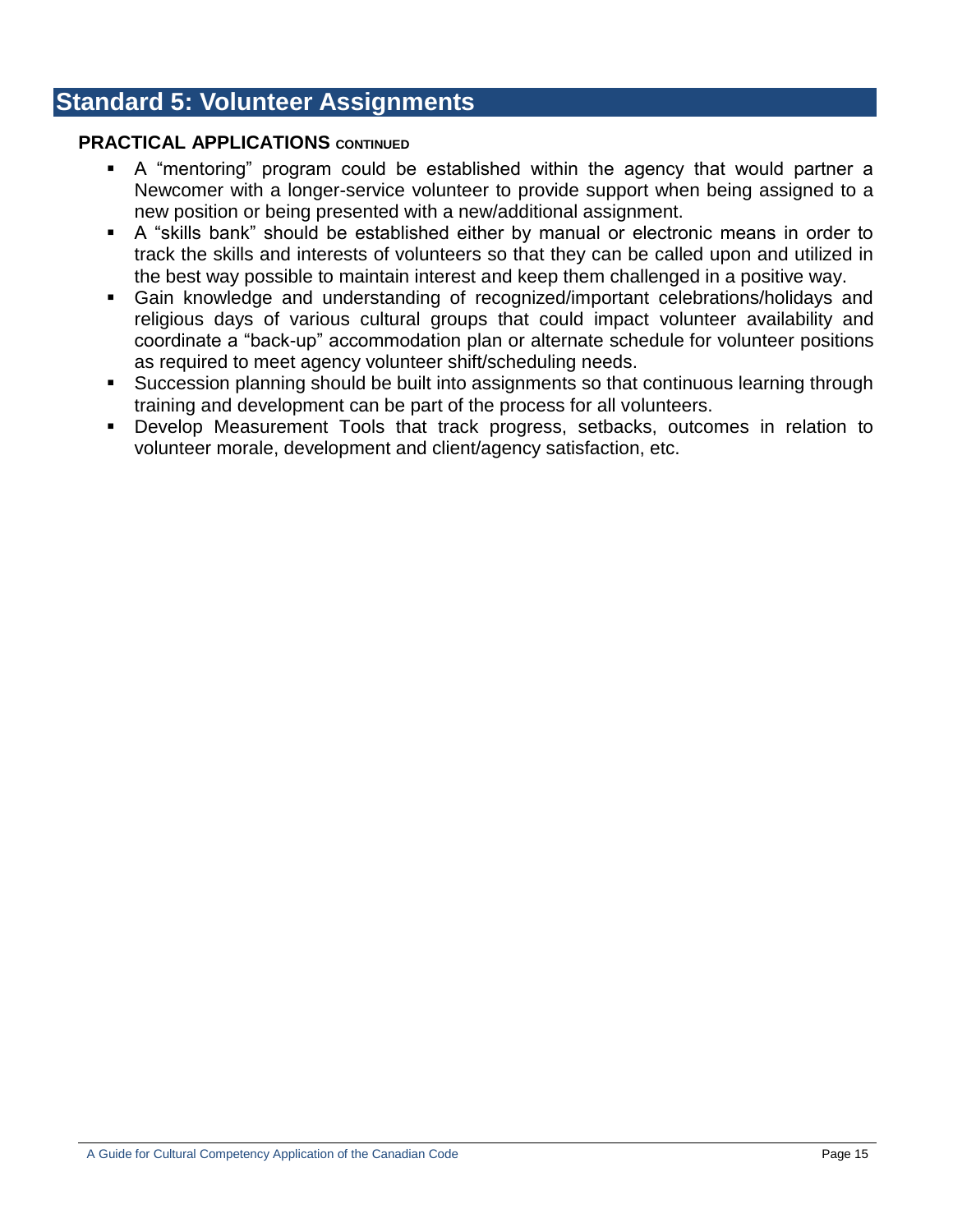## Standard 5: Volunteer Assignments

**PRACTICAL APPLICATIONS CONTINUED**

- A "mentoring" program could be established within the agency that would partner a Newcomer with a longer-service volunteer to provide support when being assigned to a new position or being presented with a new/additional assignment.
- A "skills bank" should be established either by manual or electronic means in order to track the skills and interests of volunteers so that they can be called upon and utilized in the best way possible to maintain interest and keep them challenged in a positive way.
- Gain knowledge and understanding of recognized/important celebrations/holidays and religious days of various cultural groups that could impact volunteer availability and coordinate a "back-up" accommodation plan or alternate schedule for volunteer positions as required to meet agency volunteer shift/scheduling needs.
- Succession planning should be built into assignments so that continuous learning through training and development can be part of the process for all volunteers.
- Develop Measurement Tools that track progress, setbacks, outcomes in relation to volunteer morale, development and client/agency satisfaction, etc.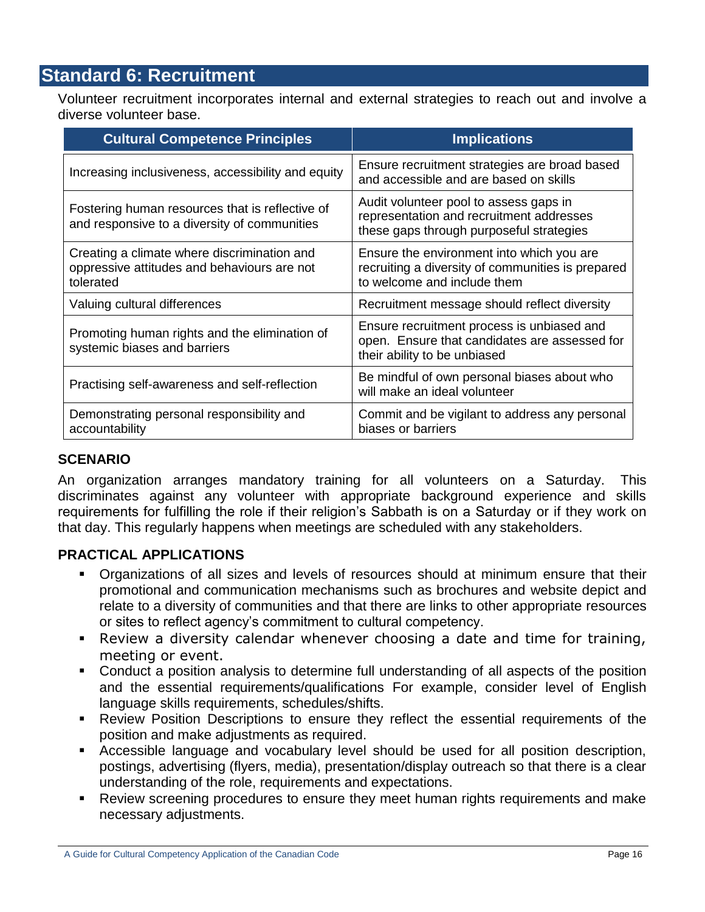## Standard 6: Recruitment

Volunteer recruitment incorporates internal and external strategies to reach out and involve a diverse volunteer base.

| Cultural Competence Principles | Implications |
|---|---|
| Increasing inclusiveness, accessibility and equity | Ensure recruitment strategies are broad based and accessible and are based on skills |
| Fostering human resources that is reflective of and responsive to a diversity of communities | Audit volunteer pool to assess gaps in representation and recruitment addresses these gaps through purposeful strategies |
| Creating a climate where discrimination and oppressive attitudes and behaviours are not tolerated | Ensure the environment into which you are recruiting a diversity of communities is prepared to welcome and include them |
| Valuing cultural differences | Recruitment message should reflect diversity |
| Promoting human rights and the elimination of systemic biases and barriers | Ensure recruitment process is unbiased and open. Ensure that candidates are assessed for their ability to be unbiased |
| Practising self-awareness and self-reflection | Be mindful of own personal biases about who will make an ideal volunteer |
| Demonstrating personal responsibility and accountability | Commit and be vigilant to address any personal biases or barriers |

### SCENARIO

An organization arranges mandatory training for all volunteers on a Saturday. This discriminates against any volunteer with appropriate background experience and skills requirements for fulfilling the role if their religion's Sabbath is on a Saturday or if they work on that day. This regularly happens when meetings are scheduled with any stakeholders.

### PRACTICAL APPLICATIONS

- Organizations of all sizes and levels of resources should at minimum ensure that their promotional and communication mechanisms such as brochures and website depict and relate to a diversity of communities and that there are links to other appropriate resources or sites to reflect agency's commitment to cultural competency.
- Review a diversity calendar whenever choosing a date and time for training, meeting or event.
- Conduct a position analysis to determine full understanding of all aspects of the position and the essential requirements/qualifications For example, consider level of English language skills requirements, schedules/shifts.
- Review Position Descriptions to ensure they reflect the essential requirements of the position and make adjustments as required.
- Accessible language and vocabulary level should be used for all position description, postings, advertising (flyers, media), presentation/display outreach so that there is a clear understanding of the role, requirements and expectations.
- Review screening procedures to ensure they meet human rights requirements and make necessary adjustments.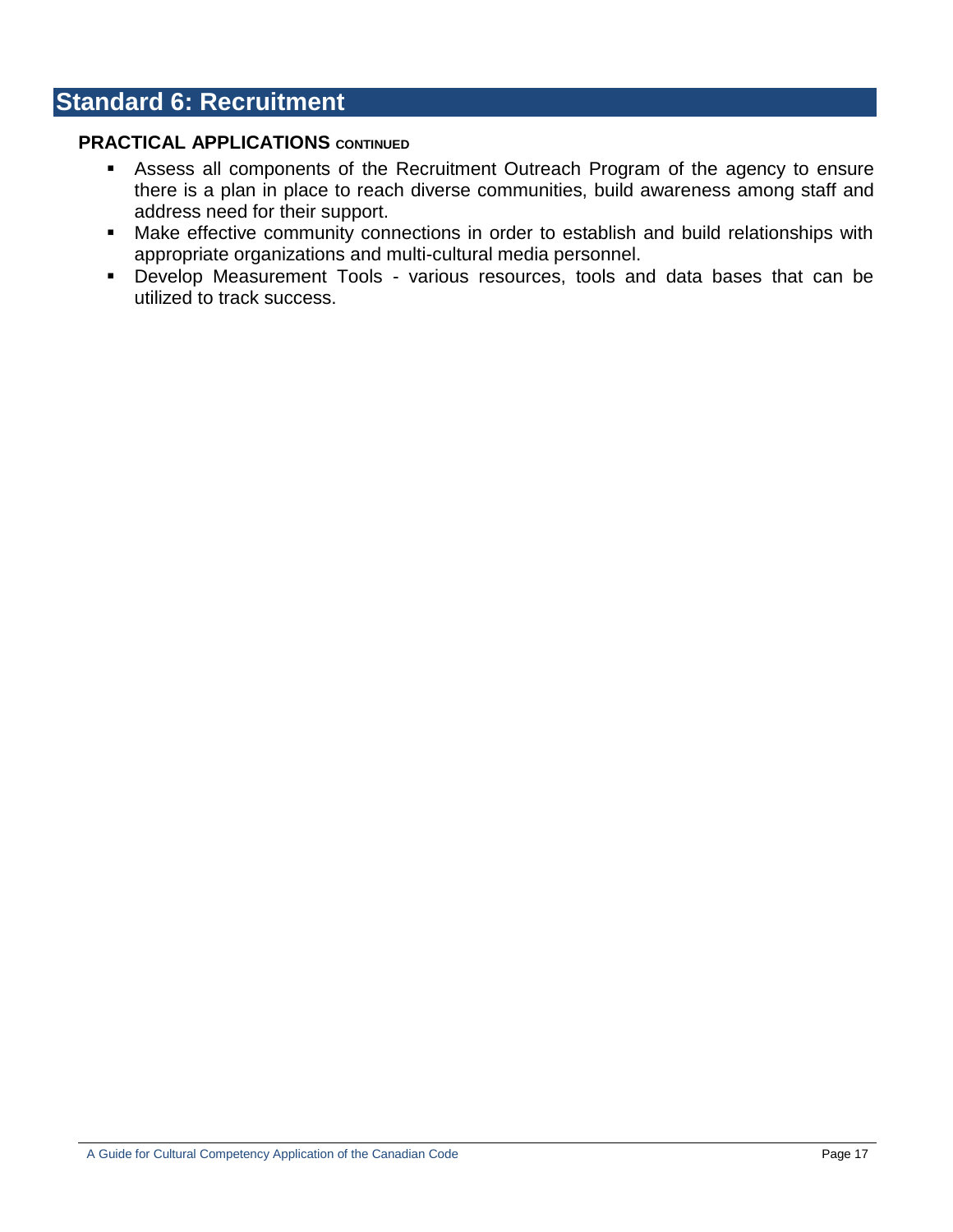## Standard 6: Recruitment

**PRACTICAL APPLICATIONS** CONTINUED

- Assess all components of the Recruitment Outreach Program of the agency to ensure there is a plan in place to reach diverse communities, build awareness among staff and address need for their support.
- Make effective community connections in order to establish and build relationships with appropriate organizations and multi-cultural media personnel.
- Develop Measurement Tools - various resources, tools and data bases that can be utilized to track success.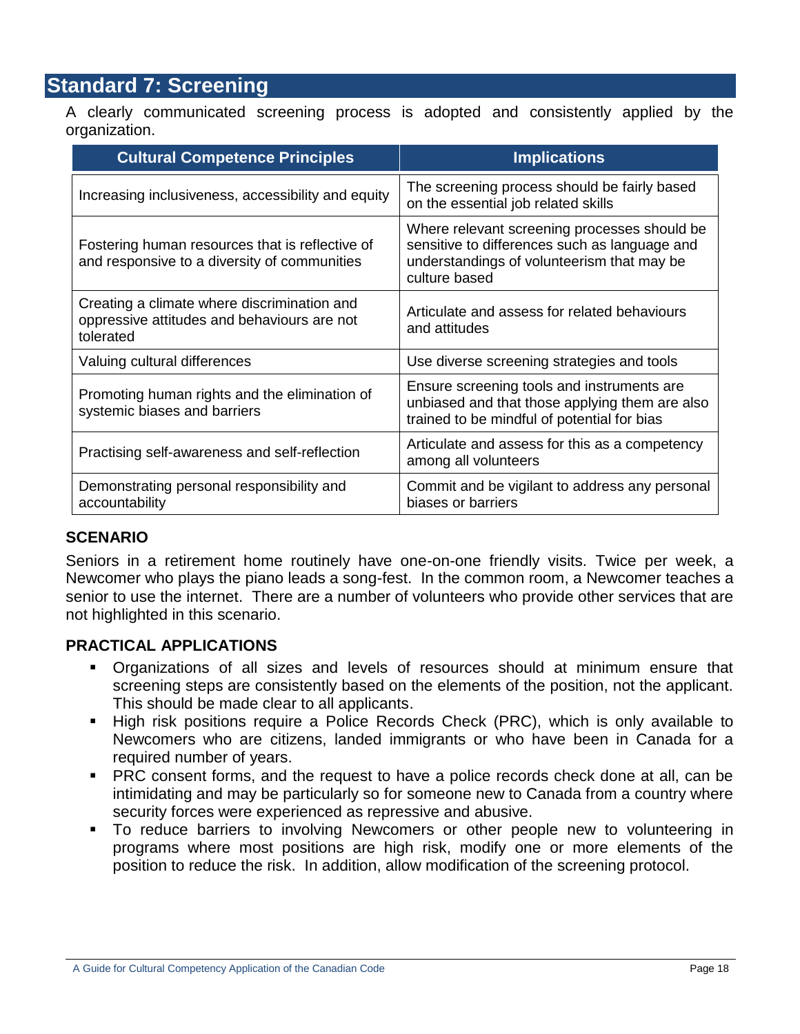## Standard 7: Screening

A clearly communicated screening process is adopted and consistently applied by the organization.

| Cultural Competence Principles | Implications |
|---|---|
| Increasing inclusiveness, accessibility and equity | The screening process should be fairly based on the essential job related skills |
| Fostering human resources that is reflective of and responsive to a diversity of communities | Where relevant screening processes should be sensitive to differences such as language and understandings of volunteerism that may be culture based |
| Creating a climate where discrimination and oppressive attitudes and behaviours are not tolerated | Articulate and assess for related behaviours and attitudes |
| Valuing cultural differences | Use diverse screening strategies and tools |
| Promoting human rights and the elimination of systemic biases and barriers | Ensure screening tools and instruments are unbiased and that those applying them are also trained to be mindful of potential for bias |
| Practising self-awareness and self-reflection | Articulate and assess for this as a competency among all volunteers |
| Demonstrating personal responsibility and accountability | Commit and be vigilant to address any personal biases or barriers |

### SCENARIO

Seniors in a retirement home routinely have one-on-one friendly visits. Twice per week, a Newcomer who plays the piano leads a song-fest. In the common room, a Newcomer teaches a senior to use the internet. There are a number of volunteers who provide other services that are not highlighted in this scenario.

### PRACTICAL APPLICATIONS

- Organizations of all sizes and levels of resources should at minimum ensure that screening steps are consistently based on the elements of the position, not the applicant. This should be made clear to all applicants.
- High risk positions require a Police Records Check (PRC), which is only available to Newcomers who are citizens, landed immigrants or who have been in Canada for a required number of years.
- PRC consent forms, and the request to have a police records check done at all, can be intimidating and may be particularly so for someone new to Canada from a country where security forces were experienced as repressive and abusive.
- To reduce barriers to involving Newcomers or other people new to volunteering in programs where most positions are high risk, modify one or more elements of the position to reduce the risk. In addition, allow modification of the screening protocol.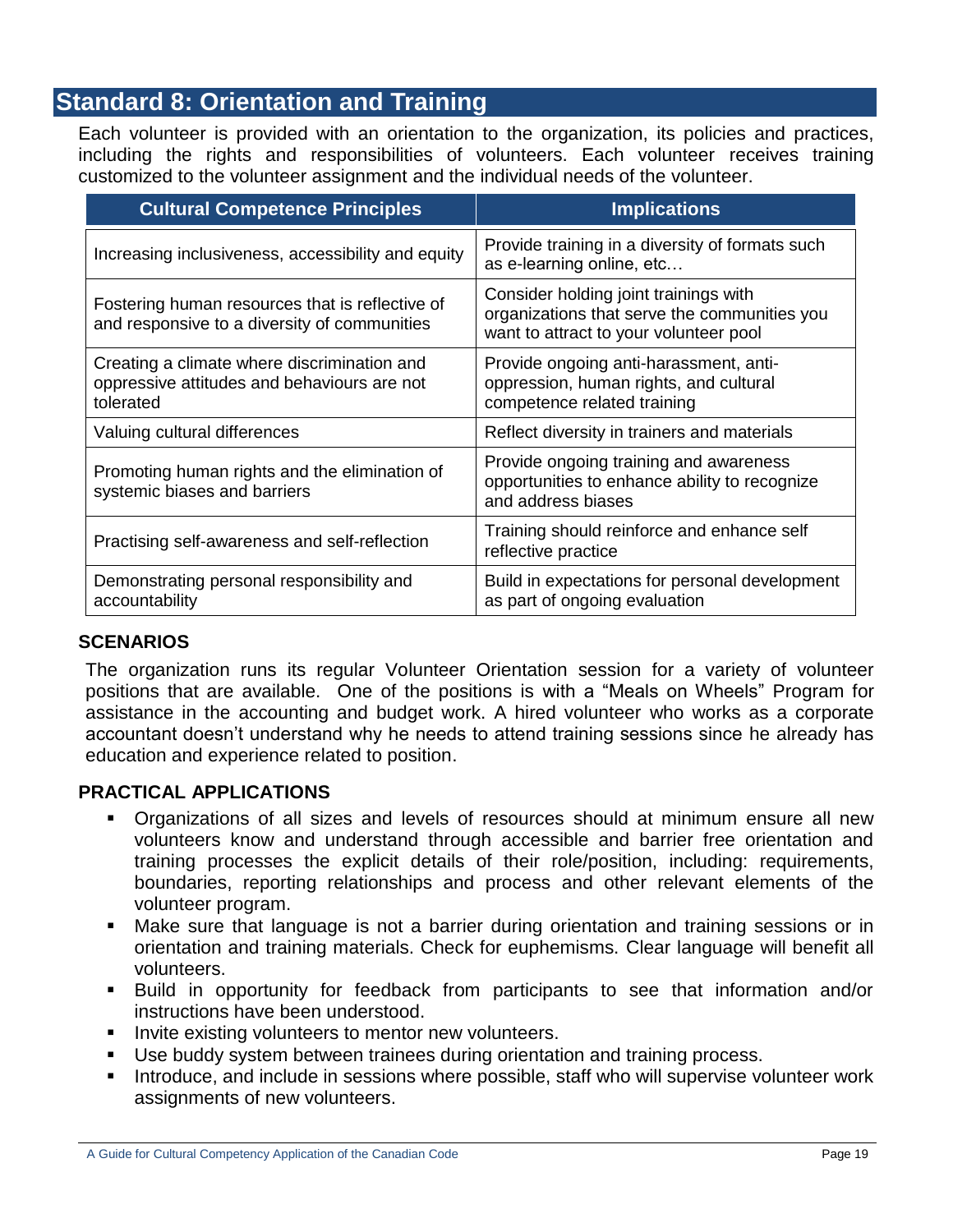## Standard 8: Orientation and Training

Each volunteer is provided with an orientation to the organization, its policies and practices, including the rights and responsibilities of volunteers. Each volunteer receives training customized to the volunteer assignment and the individual needs of the volunteer.

| Cultural Competence Principles | Implications |
|---|---|
| Increasing inclusiveness, accessibility and equity | Provide training in a diversity of formats such as e-learning online, etc… |
| Fostering human resources that is reflective of and responsive to a diversity of communities | Consider holding joint trainings with organizations that serve the communities you want to attract to your volunteer pool |
| Creating a climate where discrimination and oppressive attitudes and behaviours are not tolerated | Provide ongoing anti-harassment, anti-oppression, human rights, and cultural competence related training |
| Valuing cultural differences | Reflect diversity in trainers and materials |
| Promoting human rights and the elimination of systemic biases and barriers | Provide ongoing training and awareness opportunities to enhance ability to recognize and address biases |
| Practising self-awareness and self-reflection | Training should reinforce and enhance self reflective practice |
| Demonstrating personal responsibility and accountability | Build in expectations for personal development as part of ongoing evaluation |

### SCENARIOS

The organization runs its regular Volunteer Orientation session for a variety of volunteer positions that are available. One of the positions is with a "Meals on Wheels" Program for assistance in the accounting and budget work. A hired volunteer who works as a corporate accountant doesn't understand why he needs to attend training sessions since he already has education and experience related to position.

### PRACTICAL APPLICATIONS

- Organizations of all sizes and levels of resources should at minimum ensure all new volunteers know and understand through accessible and barrier free orientation and training processes the explicit details of their role/position, including: requirements, boundaries, reporting relationships and process and other relevant elements of the volunteer program.
- Make sure that language is not a barrier during orientation and training sessions or in orientation and training materials. Check for euphemisms. Clear language will benefit all volunteers.
- Build in opportunity for feedback from participants to see that information and/or instructions have been understood.
- Invite existing volunteers to mentor new volunteers.
- Use buddy system between trainees during orientation and training process.
- Introduce, and include in sessions where possible, staff who will supervise volunteer work assignments of new volunteers.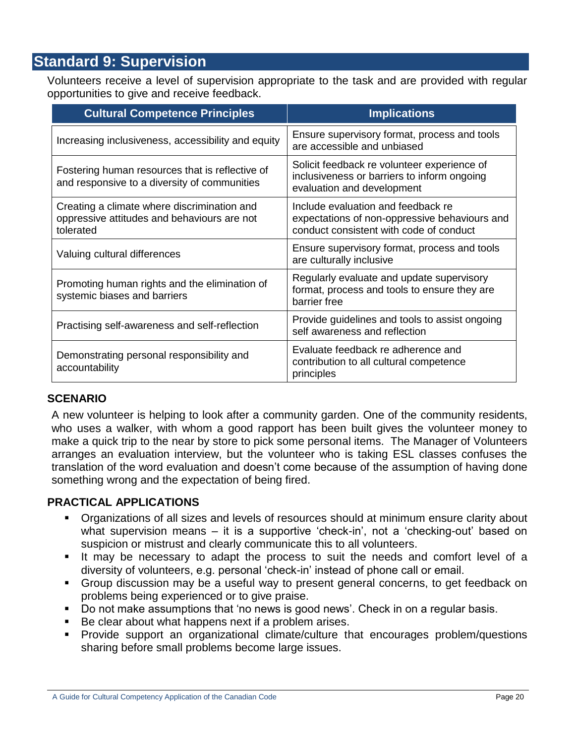## Standard 9: Supervision

Volunteers receive a level of supervision appropriate to the task and are provided with regular opportunities to give and receive feedback.

| Cultural Competence Principles | Implications |
|---|---|
| Increasing inclusiveness, accessibility and equity | Ensure supervisory format, process and tools are accessible and unbiased |
| Fostering human resources that is reflective of and responsive to a diversity of communities | Solicit feedback re volunteer experience of inclusiveness or barriers to inform ongoing evaluation and development |
| Creating a climate where discrimination and oppressive attitudes and behaviours are not tolerated | Include evaluation and feedback re expectations of non-oppressive behaviours and conduct consistent with code of conduct |
| Valuing cultural differences | Ensure supervisory format, process and tools are culturally inclusive |
| Promoting human rights and the elimination of systemic biases and barriers | Regularly evaluate and update supervisory format, process and tools to ensure they are barrier free |
| Practising self-awareness and self-reflection | Provide guidelines and tools to assist ongoing self awareness and reflection |
| Demonstrating personal responsibility and accountability | Evaluate feedback re adherence and contribution to all cultural competence principles |

### SCENARIO

A new volunteer is helping to look after a community garden. One of the community residents, who uses a walker, with whom a good rapport has been built gives the volunteer money to make a quick trip to the near by store to pick some personal items. The Manager of Volunteers arranges an evaluation interview, but the volunteer who is taking ESL classes confuses the translation of the word evaluation and doesn't come because of the assumption of having done something wrong and the expectation of being fired.

### PRACTICAL APPLICATIONS

- Organizations of all sizes and levels of resources should at minimum ensure clarity about what supervision means – it is a supportive 'check-in', not a 'checking-out' based on suspicion or mistrust and clearly communicate this to all volunteers.
- It may be necessary to adapt the process to suit the needs and comfort level of a diversity of volunteers, e.g. personal 'check-in' instead of phone call or email.
- Group discussion may be a useful way to present general concerns, to get feedback on problems being experienced or to give praise.
- Do not make assumptions that 'no news is good news'. Check in on a regular basis.
- Be clear about what happens next if a problem arises.
- Provide support an organizational climate/culture that encourages problem/questions sharing before small problems become large issues.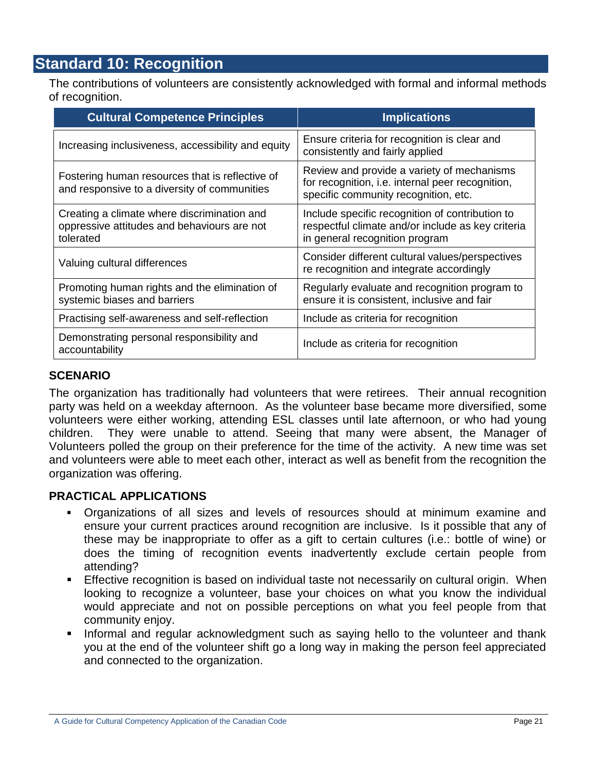## Standard 10: Recognition

The contributions of volunteers are consistently acknowledged with formal and informal methods of recognition.

| Cultural Competence Principles | Implications |
|---|---|
| Increasing inclusiveness, accessibility and equity | Ensure criteria for recognition is clear and consistently and fairly applied |
| Fostering human resources that is reflective of and responsive to a diversity of communities | Review and provide a variety of mechanisms for recognition, i.e. internal peer recognition, specific community recognition, etc. |
| Creating a climate where discrimination and oppressive attitudes and behaviours are not tolerated | Include specific recognition of contribution to respectful climate and/or include as key criteria in general recognition program |
| Valuing cultural differences | Consider different cultural values/perspectives re recognition and integrate accordingly |
| Promoting human rights and the elimination of systemic biases and barriers | Regularly evaluate and recognition program to ensure it is consistent, inclusive and fair |
| Practising self-awareness and self-reflection | Include as criteria for recognition |
| Demonstrating personal responsibility and accountability | Include as criteria for recognition |

### SCENARIO

The organization has traditionally had volunteers that were retirees. Their annual recognition party was held on a weekday afternoon. As the volunteer base became more diversified, some volunteers were either working, attending ESL classes until late afternoon, or who had young children. They were unable to attend. Seeing that many were absent, the Manager of Volunteers polled the group on their preference for the time of the activity. A new time was set and volunteers were able to meet each other, interact as well as benefit from the recognition the organization was offering.

### PRACTICAL APPLICATIONS

- Organizations of all sizes and levels of resources should at minimum examine and ensure your current practices around recognition are inclusive. Is it possible that any of these may be inappropriate to offer as a gift to certain cultures (i.e.: bottle of wine) or does the timing of recognition events inadvertently exclude certain people from attending?
- Effective recognition is based on individual taste not necessarily on cultural origin. When looking to recognize a volunteer, base your choices on what you know the individual would appreciate and not on possible perceptions on what you feel people from that community enjoy.
- Informal and regular acknowledgment such as saying hello to the volunteer and thank you at the end of the volunteer shift go a long way in making the person feel appreciated and connected to the organization.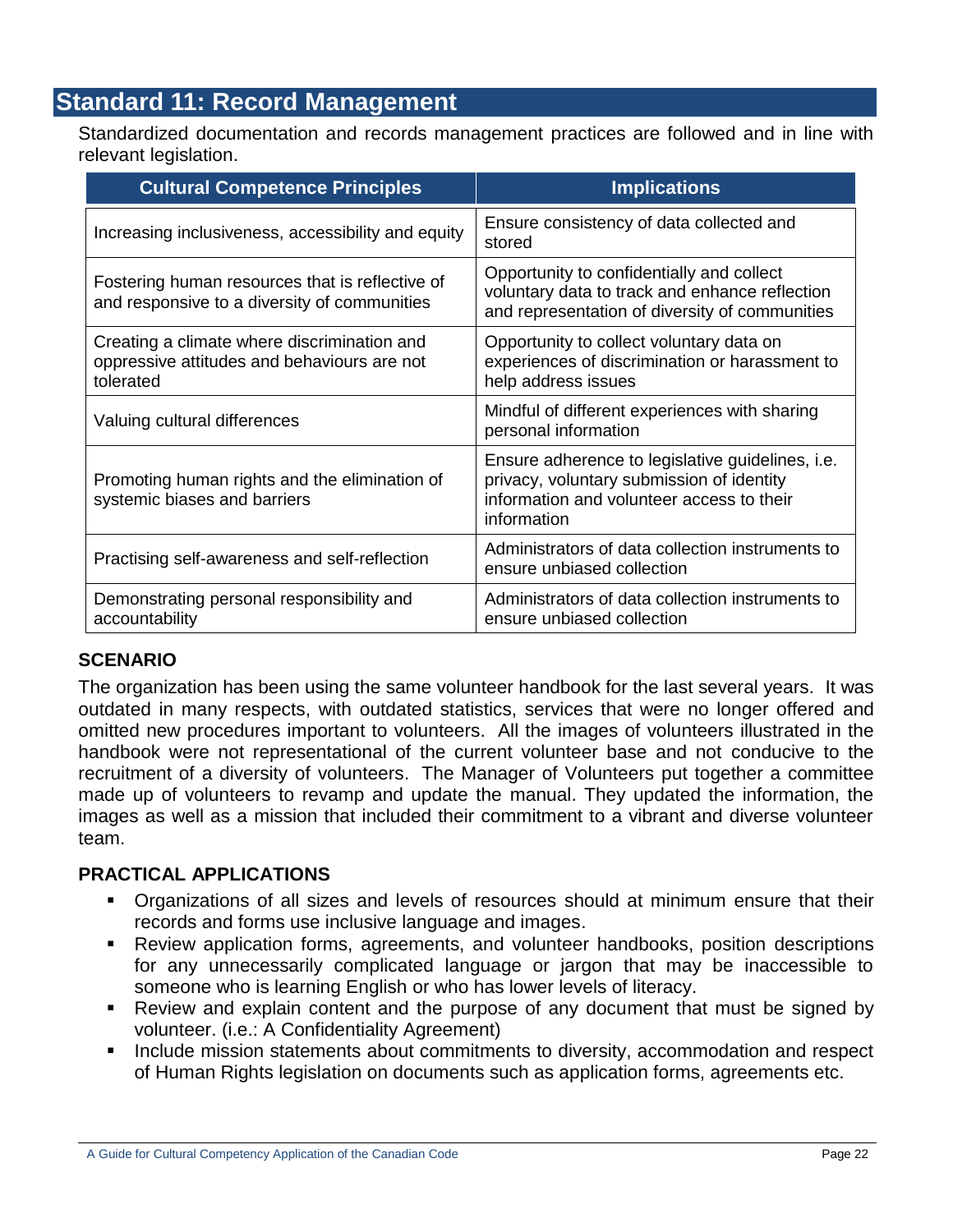## Standard 11: Record Management

Standardized documentation and records management practices are followed and in line with relevant legislation.

| Cultural Competence Principles | Implications |
|---|---|
| Increasing inclusiveness, accessibility and equity | Ensure consistency of data collected and stored |
| Fostering human resources that is reflective of and responsive to a diversity of communities | Opportunity to confidentially and collect voluntary data to track and enhance reflection and representation of diversity of communities |
| Creating a climate where discrimination and oppressive attitudes and behaviours are not tolerated | Opportunity to collect voluntary data on experiences of discrimination or harassment to help address issues |
| Valuing cultural differences | Mindful of different experiences with sharing personal information |
| Promoting human rights and the elimination of systemic biases and barriers | Ensure adherence to legislative guidelines, i.e. privacy, voluntary submission of identity information and volunteer access to their information |
| Practising self-awareness and self-reflection | Administrators of data collection instruments to ensure unbiased collection |
| Demonstrating personal responsibility and accountability | Administrators of data collection instruments to ensure unbiased collection |

### SCENARIO

The organization has been using the same volunteer handbook for the last several years. It was outdated in many respects, with outdated statistics, services that were no longer offered and omitted new procedures important to volunteers. All the images of volunteers illustrated in the handbook were not representational of the current volunteer base and not conducive to the recruitment of a diversity of volunteers. The Manager of Volunteers put together a committee made up of volunteers to revamp and update the manual. They updated the information, the images as well as a mission that included their commitment to a vibrant and diverse volunteer team.

### PRACTICAL APPLICATIONS

- Organizations of all sizes and levels of resources should at minimum ensure that their records and forms use inclusive language and images.
- Review application forms, agreements, and volunteer handbooks, position descriptions for any unnecessarily complicated language or jargon that may be inaccessible to someone who is learning English or who has lower levels of literacy.
- Review and explain content and the purpose of any document that must be signed by volunteer. (i.e.: A Confidentiality Agreement)
- Include mission statements about commitments to diversity, accommodation and respect of Human Rights legislation on documents such as application forms, agreements etc.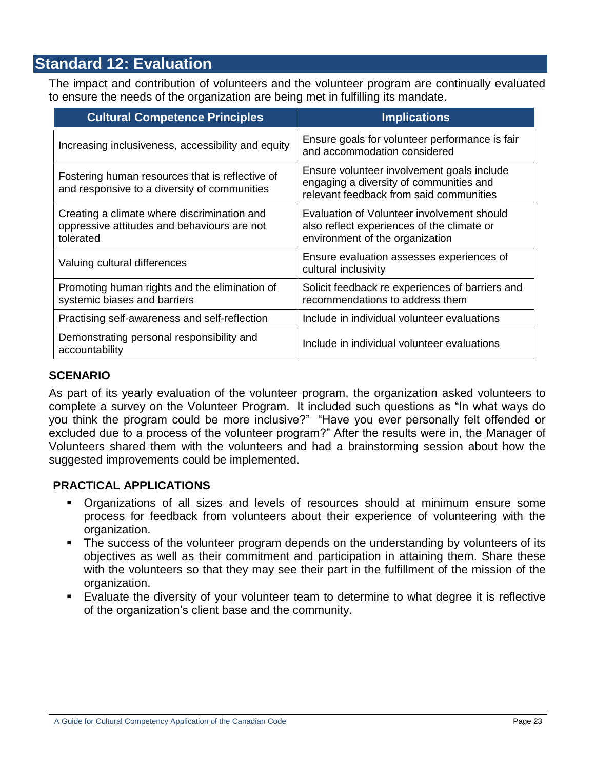## Standard 12: Evaluation

The impact and contribution of volunteers and the volunteer program are continually evaluated to ensure the needs of the organization are being met in fulfilling its mandate.

| Cultural Competence Principles | Implications |
|---|---|
| Increasing inclusiveness, accessibility and equity | Ensure goals for volunteer performance is fair and accommodation considered |
| Fostering human resources that is reflective of and responsive to a diversity of communities | Ensure volunteer involvement goals include engaging a diversity of communities and relevant feedback from said communities |
| Creating a climate where discrimination and oppressive attitudes and behaviours are not tolerated | Evaluation of Volunteer involvement should also reflect experiences of the climate or environment of the organization |
| Valuing cultural differences | Ensure evaluation assesses experiences of cultural inclusivity |
| Promoting human rights and the elimination of systemic biases and barriers | Solicit feedback re experiences of barriers and recommendations to address them |
| Practising self-awareness and self-reflection | Include in individual volunteer evaluations |
| Demonstrating personal responsibility and accountability | Include in individual volunteer evaluations |

**SCENARIO**

As part of its yearly evaluation of the volunteer program, the organization asked volunteers to complete a survey on the Volunteer Program. It included such questions as "In what ways do you think the program could be more inclusive?" "Have you ever personally felt offended or excluded due to a process of the volunteer program?" After the results were in, the Manager of Volunteers shared them with the volunteers and had a brainstorming session about how the suggested improvements could be implemented.

**PRACTICAL APPLICATIONS**

- Organizations of all sizes and levels of resources should at minimum ensure some process for feedback from volunteers about their experience of volunteering with the organization.
- The success of the volunteer program depends on the understanding by volunteers of its objectives as well as their commitment and participation in attaining them. Share these with the volunteers so that they may see their part in the fulfillment of the mission of the organization.
- Evaluate the diversity of your volunteer team to determine to what degree it is reflective of the organization's client base and the community.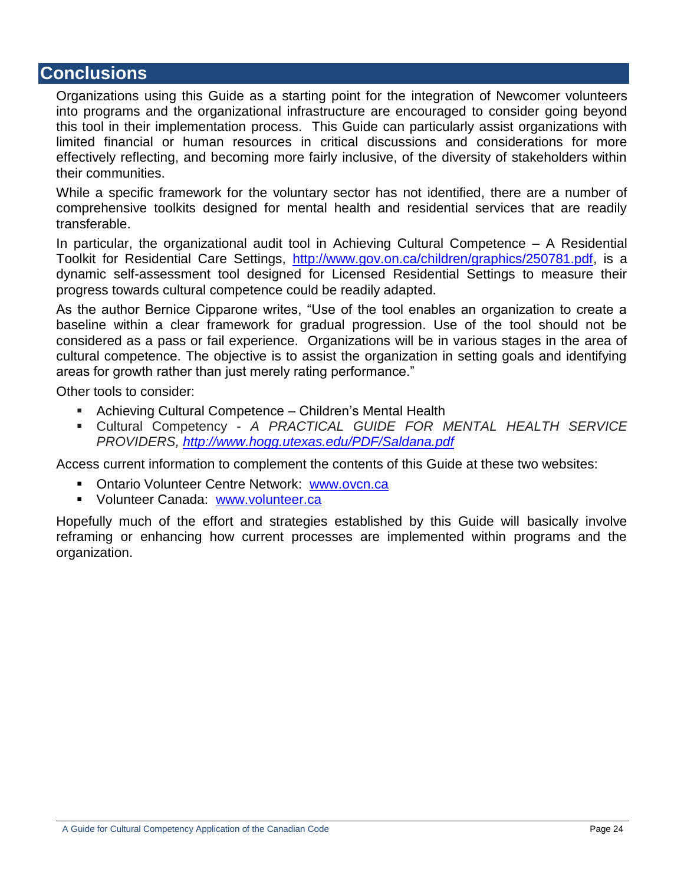## Conclusions

Organizations using this Guide as a starting point for the integration of Newcomer volunteers into programs and the organizational infrastructure are encouraged to consider going beyond this tool in their implementation process. This Guide can particularly assist organizations with limited financial or human resources in critical discussions and considerations for more effectively reflecting, and becoming more fairly inclusive, of the diversity of stakeholders within their communities.

While a specific framework for the voluntary sector has not identified, there are a number of comprehensive toolkits designed for mental health and residential services that are readily transferable.

In particular, the organizational audit tool in Achieving Cultural Competence – A Residential Toolkit for Residential Care Settings, http://www.gov.on.ca/children/graphics/250781.pdf, is a dynamic self-assessment tool designed for Licensed Residential Settings to measure their progress towards cultural competence could be readily adapted.

As the author Bernice Cipparone writes, "Use of the tool enables an organization to create a baseline within a clear framework for gradual progression. Use of the tool should not be considered as a pass or fail experience. Organizations will be in various stages in the area of cultural competence. The objective is to assist the organization in setting goals and identifying areas for growth rather than just merely rating performance."

Other tools to consider:

- Achieving Cultural Competence – Children's Mental Health
- Cultural Competency - *A PRACTICAL GUIDE FOR MENTAL HEALTH SERVICE PROVIDERS, http://www.hogg.utexas.edu/PDF/Saldana.pdf*

Access current information to complement the contents of this Guide at these two websites:

- Ontario Volunteer Centre Network: www.ovcn.ca
- Volunteer Canada: www.volunteer.ca

Hopefully much of the effort and strategies established by this Guide will basically involve reframing or enhancing how current processes are implemented within programs and the organization.